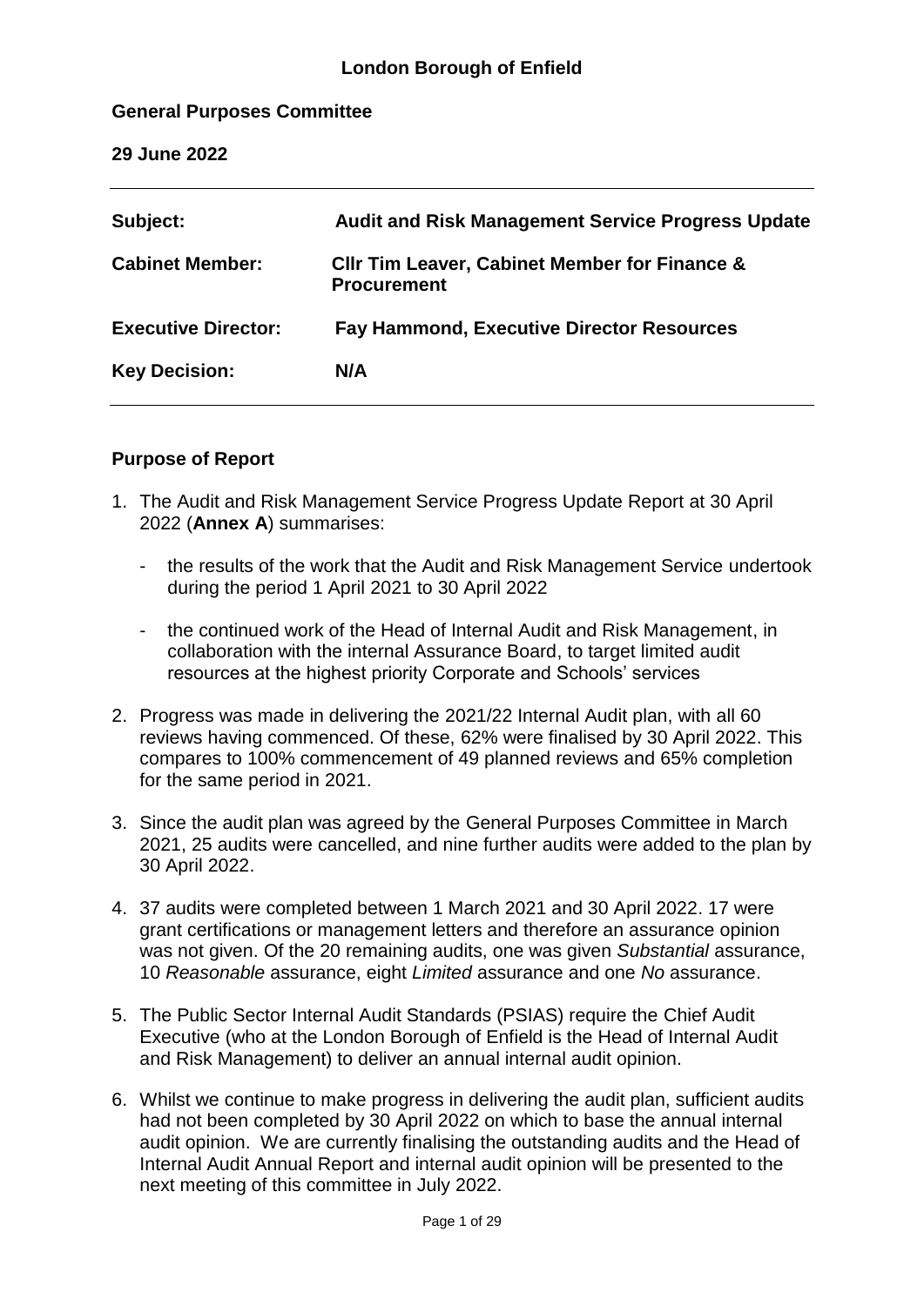**London Borough of Enfield**

**General Purposes Committee**

**29 June 2022**

| | |
|---|---|
| **Subject:** | **Audit and Risk Management Service Progress Update** |
| **Cabinet Member:** | **Cllr Tim Leaver, Cabinet Member for Finance & Procurement** |
| **Executive Director:** | **Fay Hammond, Executive Director Resources** |
| **Key Decision:** | **N/A** |

**Purpose of Report**

1. The Audit and Risk Management Service Progress Update Report at 30 April 2022 (**Annex A**) summarises:

   - the results of the work that the Audit and Risk Management Service undertook during the period 1 April 2021 to 30 April 2022

   - the continued work of the Head of Internal Audit and Risk Management, in collaboration with the internal Assurance Board, to target limited audit resources at the highest priority Corporate and Schools' services

2. Progress was made in delivering the 2021/22 Internal Audit plan, with all 60 reviews having commenced. Of these, 62% were finalised by 30 April 2022. This compares to 100% commencement of 49 planned reviews and 65% completion for the same period in 2021.

3. Since the audit plan was agreed by the General Purposes Committee in March 2021, 25 audits were cancelled, and nine further audits were added to the plan by 30 April 2022.

4. 37 audits were completed between 1 March 2021 and 30 April 2022. 17 were grant certifications or management letters and therefore an assurance opinion was not given. Of the 20 remaining audits, one was given *Substantial* assurance, 10 *Reasonable* assurance, eight *Limited* assurance and one *No* assurance.

5. The Public Sector Internal Audit Standards (PSIAS) require the Chief Audit Executive (who at the London Borough of Enfield is the Head of Internal Audit and Risk Management) to deliver an annual internal audit opinion.

6. Whilst we continue to make progress in delivering the audit plan, sufficient audits had not been completed by 30 April 2022 on which to base the annual internal audit opinion. We are currently finalising the outstanding audits and the Head of Internal Audit Annual Report and internal audit opinion will be presented to the next meeting of this committee in July 2022.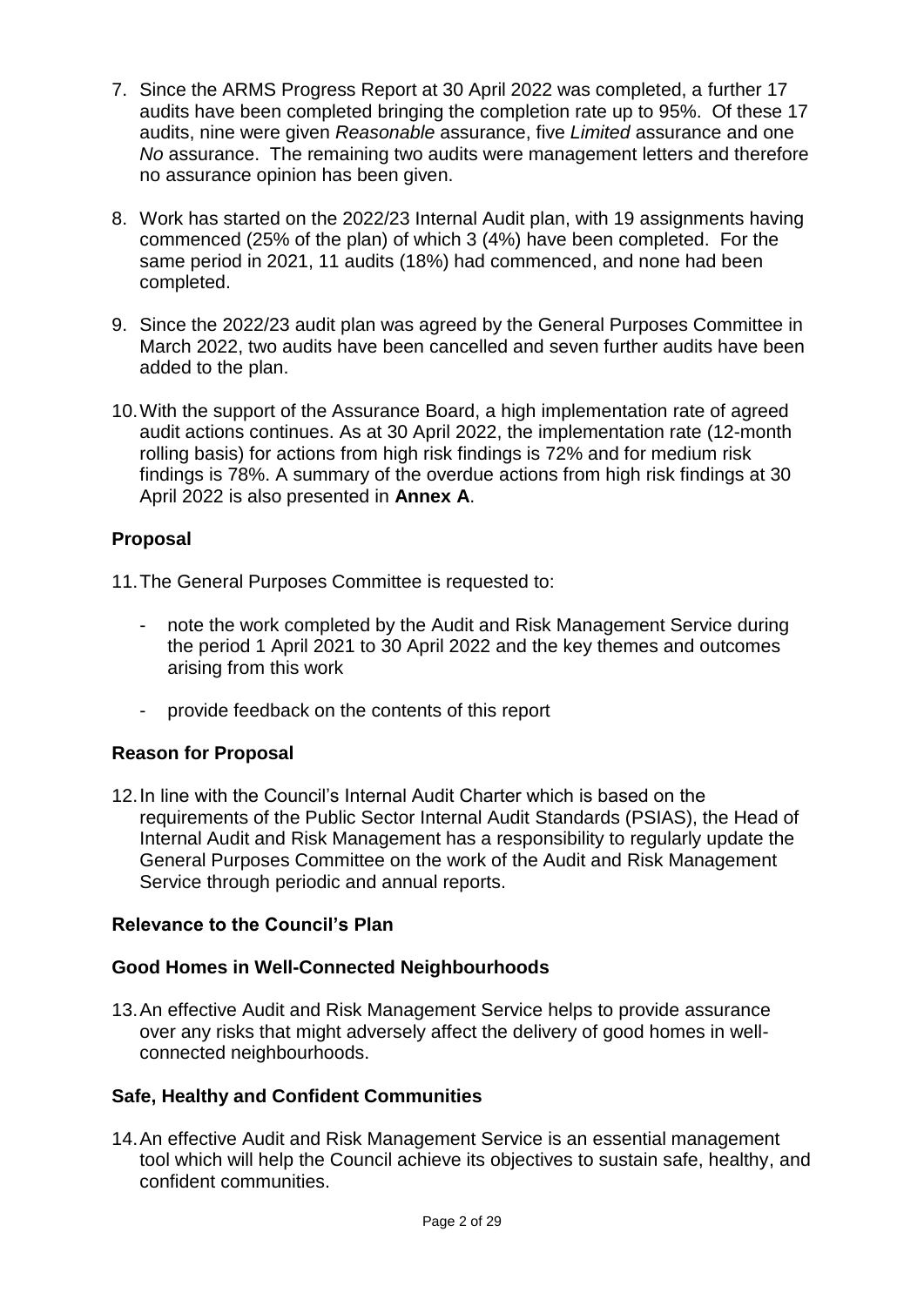7. Since the ARMS Progress Report at 30 April 2022 was completed, a further 17 audits have been completed bringing the completion rate up to 95%. Of these 17 audits, nine were given *Reasonable* assurance, five *Limited* assurance and one *No* assurance. The remaining two audits were management letters and therefore no assurance opinion has been given.

8. Work has started on the 2022/23 Internal Audit plan, with 19 assignments having commenced (25% of the plan) of which 3 (4%) have been completed. For the same period in 2021, 11 audits (18%) had commenced, and none had been completed.

9. Since the 2022/23 audit plan was agreed by the General Purposes Committee in March 2022, two audits have been cancelled and seven further audits have been added to the plan.

10. With the support of the Assurance Board, a high implementation rate of agreed audit actions continues. As at 30 April 2022, the implementation rate (12-month rolling basis) for actions from high risk findings is 72% and for medium risk findings is 78%. A summary of the overdue actions from high risk findings at 30 April 2022 is also presented in **Annex A**.

## Proposal

11. The General Purposes Committee is requested to:

    - note the work completed by the Audit and Risk Management Service during the period 1 April 2021 to 30 April 2022 and the key themes and outcomes arising from this work

    - provide feedback on the contents of this report

## Reason for Proposal

12. In line with the Council's Internal Audit Charter which is based on the requirements of the Public Sector Internal Audit Standards (PSIAS), the Head of Internal Audit and Risk Management has a responsibility to regularly update the General Purposes Committee on the work of the Audit and Risk Management Service through periodic and annual reports.

## Relevance to the Council's Plan

### Good Homes in Well-Connected Neighbourhoods

13. An effective Audit and Risk Management Service helps to provide assurance over any risks that might adversely affect the delivery of good homes in well-connected neighbourhoods.

### Safe, Healthy and Confident Communities

14. An effective Audit and Risk Management Service is an essential management tool which will help the Council achieve its objectives to sustain safe, healthy, and confident communities.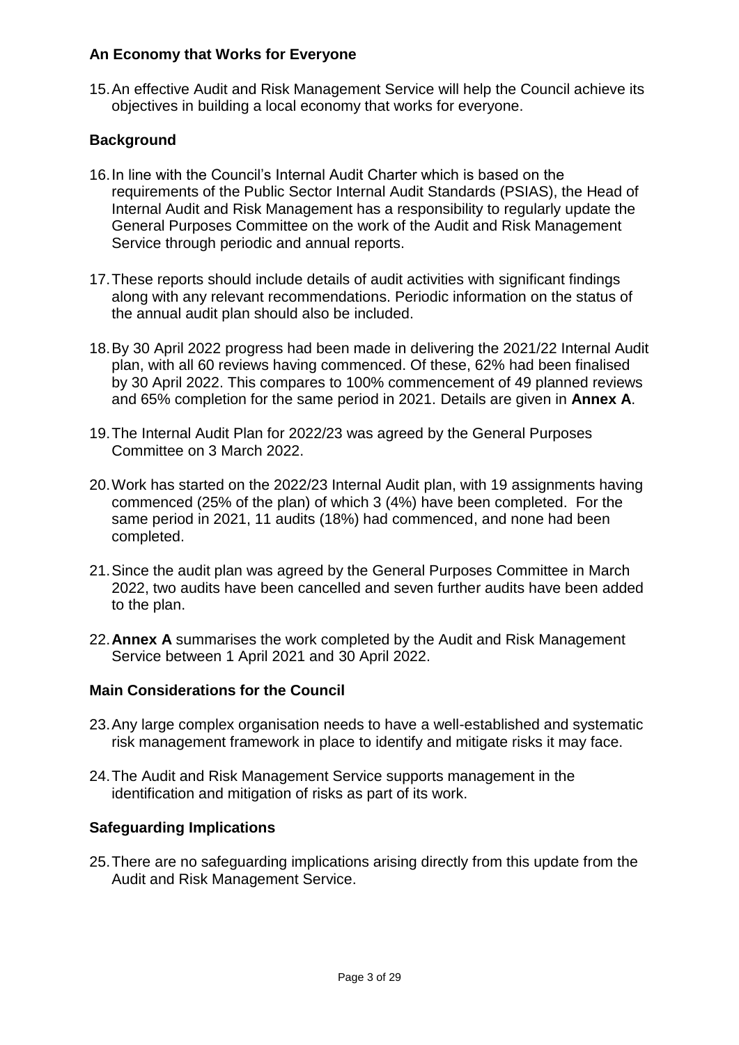## An Economy that Works for Everyone

15. An effective Audit and Risk Management Service will help the Council achieve its objectives in building a local economy that works for everyone.

## Background

16. In line with the Council's Internal Audit Charter which is based on the requirements of the Public Sector Internal Audit Standards (PSIAS), the Head of Internal Audit and Risk Management has a responsibility to regularly update the General Purposes Committee on the work of the Audit and Risk Management Service through periodic and annual reports.

17. These reports should include details of audit activities with significant findings along with any relevant recommendations. Periodic information on the status of the annual audit plan should also be included.

18. By 30 April 2022 progress had been made in delivering the 2021/22 Internal Audit plan, with all 60 reviews having commenced. Of these, 62% had been finalised by 30 April 2022. This compares to 100% commencement of 49 planned reviews and 65% completion for the same period in 2021. Details are given in **Annex A**.

19. The Internal Audit Plan for 2022/23 was agreed by the General Purposes Committee on 3 March 2022.

20. Work has started on the 2022/23 Internal Audit plan, with 19 assignments having commenced (25% of the plan) of which 3 (4%) have been completed. For the same period in 2021, 11 audits (18%) had commenced, and none had been completed.

21. Since the audit plan was agreed by the General Purposes Committee in March 2022, two audits have been cancelled and seven further audits have been added to the plan.

22. **Annex A** summarises the work completed by the Audit and Risk Management Service between 1 April 2021 and 30 April 2022.

## Main Considerations for the Council

23. Any large complex organisation needs to have a well-established and systematic risk management framework in place to identify and mitigate risks it may face.

24. The Audit and Risk Management Service supports management in the identification and mitigation of risks as part of its work.

## Safeguarding Implications

25. There are no safeguarding implications arising directly from this update from the Audit and Risk Management Service.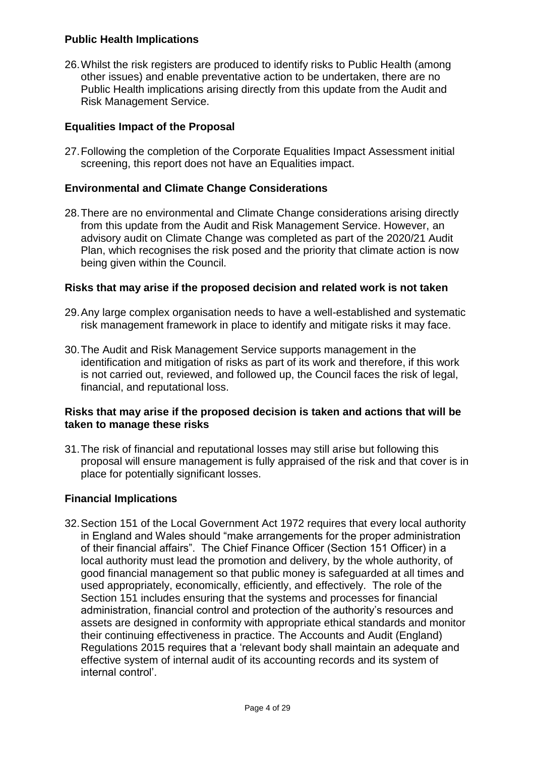### Public Health Implications

26. Whilst the risk registers are produced to identify risks to Public Health (among other issues) and enable preventative action to be undertaken, there are no Public Health implications arising directly from this update from the Audit and Risk Management Service.

### Equalities Impact of the Proposal

27. Following the completion of the Corporate Equalities Impact Assessment initial screening, this report does not have an Equalities impact.

### Environmental and Climate Change Considerations

28. There are no environmental and Climate Change considerations arising directly from this update from the Audit and Risk Management Service. However, an advisory audit on Climate Change was completed as part of the 2020/21 Audit Plan, which recognises the risk posed and the priority that climate action is now being given within the Council.

### Risks that may arise if the proposed decision and related work is not taken

29. Any large complex organisation needs to have a well-established and systematic risk management framework in place to identify and mitigate risks it may face.

30. The Audit and Risk Management Service supports management in the identification and mitigation of risks as part of its work and therefore, if this work is not carried out, reviewed, and followed up, the Council faces the risk of legal, financial, and reputational loss.

### Risks that may arise if the proposed decision is taken and actions that will be taken to manage these risks

31. The risk of financial and reputational losses may still arise but following this proposal will ensure management is fully appraised of the risk and that cover is in place for potentially significant losses.

### Financial Implications

32. Section 151 of the Local Government Act 1972 requires that every local authority in England and Wales should "make arrangements for the proper administration of their financial affairs". The Chief Finance Officer (Section 151 Officer) in a local authority must lead the promotion and delivery, by the whole authority, of good financial management so that public money is safeguarded at all times and used appropriately, economically, efficiently, and effectively. The role of the Section 151 includes ensuring that the systems and processes for financial administration, financial control and protection of the authority's resources and assets are designed in conformity with appropriate ethical standards and monitor their continuing effectiveness in practice. The Accounts and Audit (England) Regulations 2015 requires that a 'relevant body shall maintain an adequate and effective system of internal audit of its accounting records and its system of internal control'.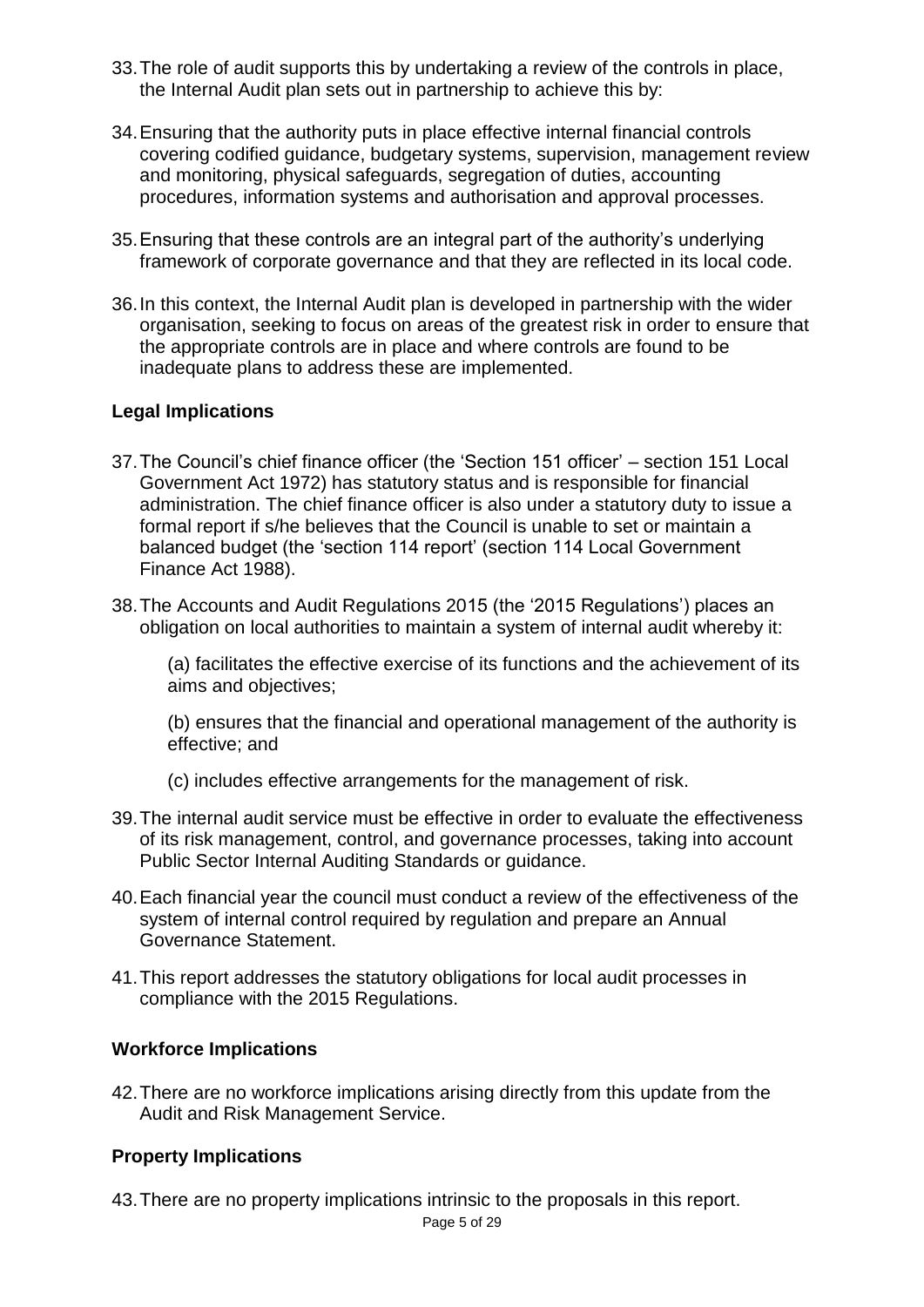33. The role of audit supports this by undertaking a review of the controls in place, the Internal Audit plan sets out in partnership to achieve this by:

34. Ensuring that the authority puts in place effective internal financial controls covering codified guidance, budgetary systems, supervision, management review and monitoring, physical safeguards, segregation of duties, accounting procedures, information systems and authorisation and approval processes.

35. Ensuring that these controls are an integral part of the authority's underlying framework of corporate governance and that they are reflected in its local code.

36. In this context, the Internal Audit plan is developed in partnership with the wider organisation, seeking to focus on areas of the greatest risk in order to ensure that the appropriate controls are in place and where controls are found to be inadequate plans to address these are implemented.

**Legal Implications**

37. The Council's chief finance officer (the 'Section 151 officer' – section 151 Local Government Act 1972) has statutory status and is responsible for financial administration. The chief finance officer is also under a statutory duty to issue a formal report if s/he believes that the Council is unable to set or maintain a balanced budget (the 'section 114 report' (section 114 Local Government Finance Act 1988).

38. The Accounts and Audit Regulations 2015 (the '2015 Regulations') places an obligation on local authorities to maintain a system of internal audit whereby it:

    (a) facilitates the effective exercise of its functions and the achievement of its aims and objectives;

    (b) ensures that the financial and operational management of the authority is effective; and

    (c) includes effective arrangements for the management of risk.

39. The internal audit service must be effective in order to evaluate the effectiveness of its risk management, control, and governance processes, taking into account Public Sector Internal Auditing Standards or guidance.

40. Each financial year the council must conduct a review of the effectiveness of the system of internal control required by regulation and prepare an Annual Governance Statement.

41. This report addresses the statutory obligations for local audit processes in compliance with the 2015 Regulations.

**Workforce Implications**

42. There are no workforce implications arising directly from this update from the Audit and Risk Management Service.

**Property Implications**

43. There are no property implications intrinsic to the proposals in this report.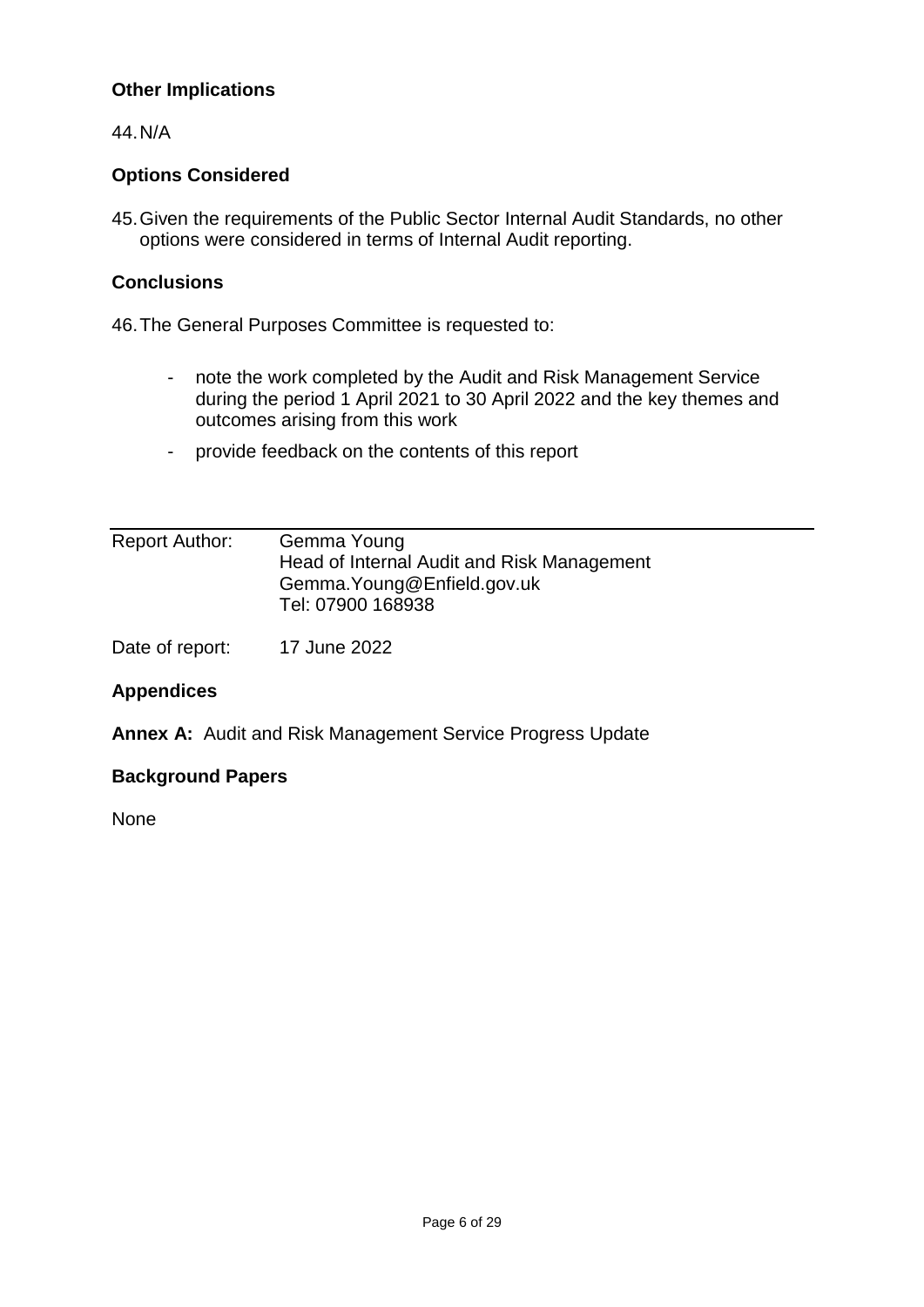## Other Implications

44. N/A

## Options Considered

45. Given the requirements of the Public Sector Internal Audit Standards, no other options were considered in terms of Internal Audit reporting.

## Conclusions

46. The General Purposes Committee is requested to:

- note the work completed by the Audit and Risk Management Service during the period 1 April 2021 to 30 April 2022 and the key themes and outcomes arising from this work
- provide feedback on the contents of this report

---

| | |
|---|---|
| Report Author: | Gemma Young<br>Head of Internal Audit and Risk Management<br>Gemma.Young@Enfield.gov.uk<br>Tel: 07900 168938 |
| Date of report: | 17 June 2022 |

## Appendices

**Annex A:** Audit and Risk Management Service Progress Update

## Background Papers

None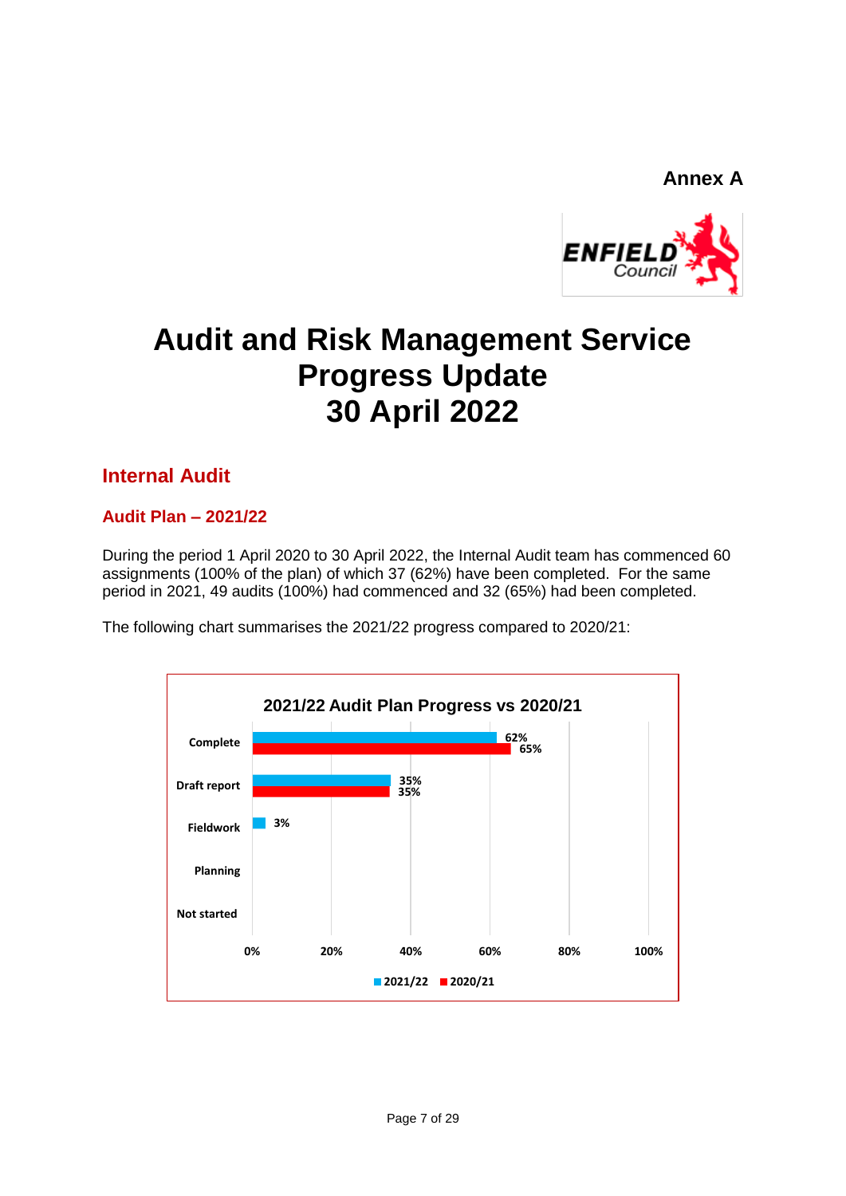Annex A

# Audit and Risk Management Service Progress Update 30 April 2022

## Internal Audit

### Audit Plan – 2021/22

During the period 1 April 2020 to 30 April 2022, the Internal Audit team has commenced 60 assignments (100% of the plan) of which 37 (62%) have been completed. For the same period in 2021, 49 audits (100%) had commenced and 32 (65%) had been completed.

The following chart summarises the 2021/22 progress compared to 2020/21:

**2021/22 Audit Plan Progress vs 2020/21**

| Status | 2021/22 | 2020/21 |
|---|---|---|
| Complete | 62% | 65% |
| Draft report | 35% | 35% |
| Fieldwork | 3% | |
| Planning | | |
| Not started | | |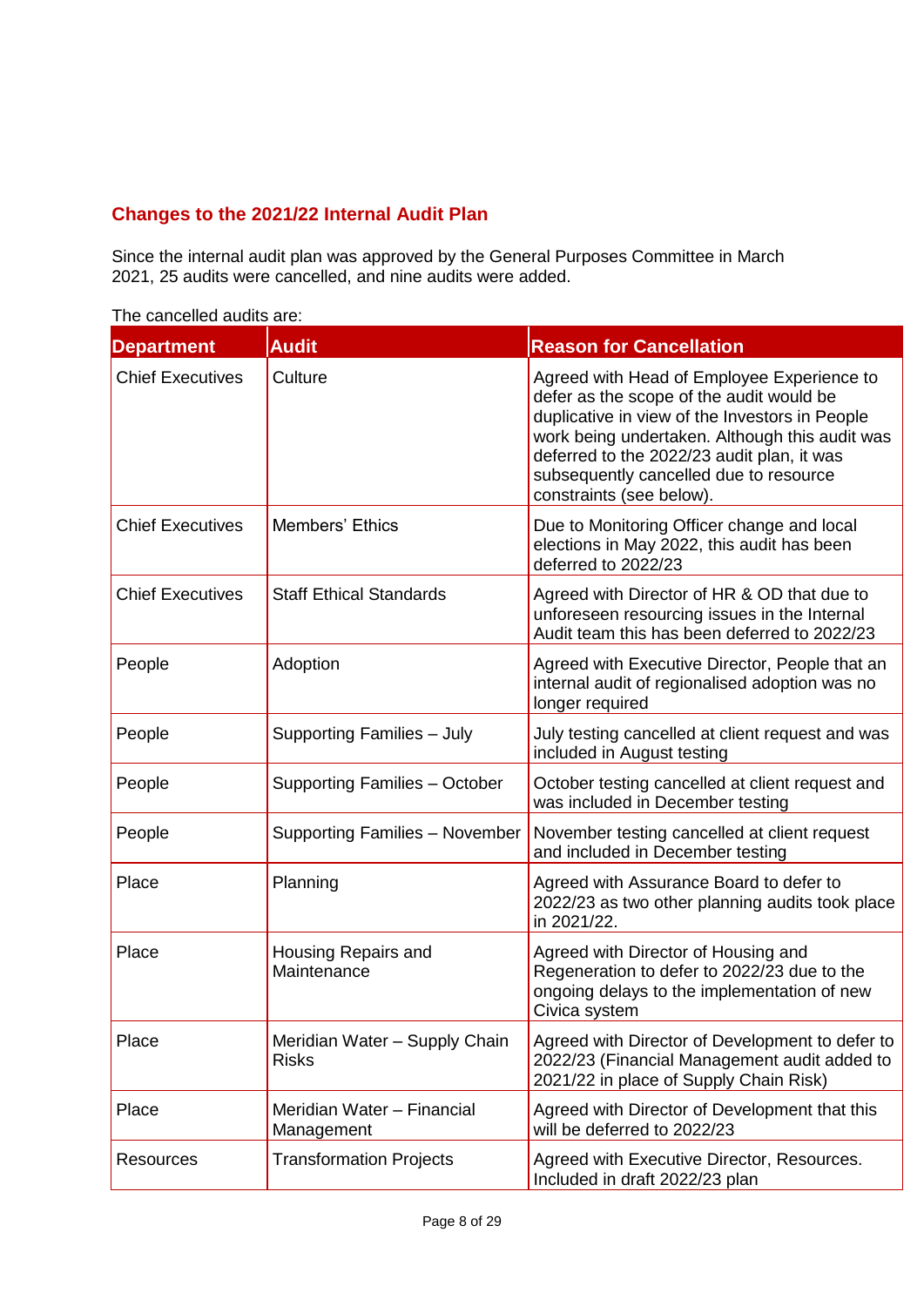## Changes to the 2021/22 Internal Audit Plan

Since the internal audit plan was approved by the General Purposes Committee in March 2021, 25 audits were cancelled, and nine audits were added.

The cancelled audits are:

| Department | Audit | Reason for Cancellation |
|---|---|---|
| Chief Executives | Culture | Agreed with Head of Employee Experience to defer as the scope of the audit would be duplicative in view of the Investors in People work being undertaken. Although this audit was deferred to the 2022/23 audit plan, it was subsequently cancelled due to resource constraints (see below). |
| Chief Executives | Members' Ethics | Due to Monitoring Officer change and local elections in May 2022, this audit has been deferred to 2022/23 |
| Chief Executives | Staff Ethical Standards | Agreed with Director of HR & OD that due to unforeseen resourcing issues in the Internal Audit team this has been deferred to 2022/23 |
| People | Adoption | Agreed with Executive Director, People that an internal audit of regionalised adoption was no longer required |
| People | Supporting Families – July | July testing cancelled at client request and was included in August testing |
| People | Supporting Families – October | October testing cancelled at client request and was included in December testing |
| People | Supporting Families – November | November testing cancelled at client request and included in December testing |
| Place | Planning | Agreed with Assurance Board to defer to 2022/23 as two other planning audits took place in 2021/22. |
| Place | Housing Repairs and Maintenance | Agreed with Director of Housing and Regeneration to defer to 2022/23 due to the ongoing delays to the implementation of new Civica system |
| Place | Meridian Water – Supply Chain Risks | Agreed with Director of Development to defer to 2022/23 (Financial Management audit added to 2021/22 in place of Supply Chain Risk) |
| Place | Meridian Water – Financial Management | Agreed with Director of Development that this will be deferred to 2022/23 |
| Resources | Transformation Projects | Agreed with Executive Director, Resources. Included in draft 2022/23 plan |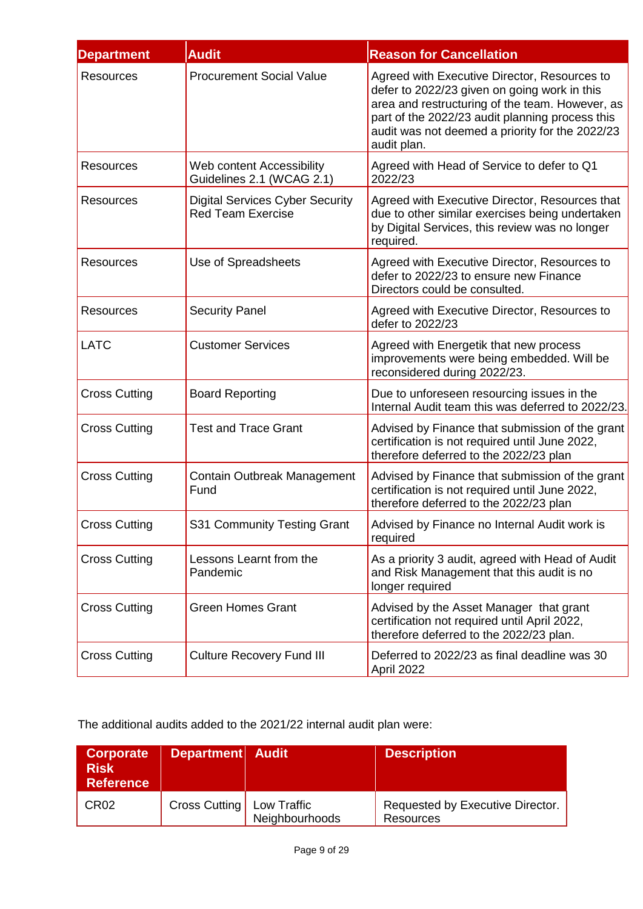| Department | Audit | Reason for Cancellation |
|---|---|---|
| Resources | Procurement Social Value | Agreed with Executive Director, Resources to defer to 2022/23 given on going work in this area and restructuring of the team. However, as part of the 2022/23 audit planning process this audit was not deemed a priority for the 2022/23 audit plan. |
| Resources | Web content Accessibility Guidelines 2.1 (WCAG 2.1) | Agreed with Head of Service to defer to Q1 2022/23 |
| Resources | Digital Services Cyber Security Red Team Exercise | Agreed with Executive Director, Resources that due to other similar exercises being undertaken by Digital Services, this review was no longer required. |
| Resources | Use of Spreadsheets | Agreed with Executive Director, Resources to defer to 2022/23 to ensure new Finance Directors could be consulted. |
| Resources | Security Panel | Agreed with Executive Director, Resources to defer to 2022/23 |
| LATC | Customer Services | Agreed with Energetik that new process improvements were being embedded. Will be reconsidered during 2022/23. |
| Cross Cutting | Board Reporting | Due to unforeseen resourcing issues in the Internal Audit team this was deferred to 2022/23. |
| Cross Cutting | Test and Trace Grant | Advised by Finance that submission of the grant certification is not required until June 2022, therefore deferred to the 2022/23 plan |
| Cross Cutting | Contain Outbreak Management Fund | Advised by Finance that submission of the grant certification is not required until June 2022, therefore deferred to the 2022/23 plan |
| Cross Cutting | S31 Community Testing Grant | Advised by Finance no Internal Audit work is required |
| Cross Cutting | Lessons Learnt from the Pandemic | As a priority 3 audit, agreed with Head of Audit and Risk Management that this audit is no longer required |
| Cross Cutting | Green Homes Grant | Advised by the Asset Manager that grant certification not required until April 2022, therefore deferred to the 2022/23 plan. |
| Cross Cutting | Culture Recovery Fund III | Deferred to 2022/23 as final deadline was 30 April 2022 |

The additional audits added to the 2021/22 internal audit plan were:

| Corporate Risk Reference | Department | Audit | Description |
|---|---|---|---|
| CR02 | Cross Cutting | Low Traffic Neighbourhoods | Requested by Executive Director. Resources |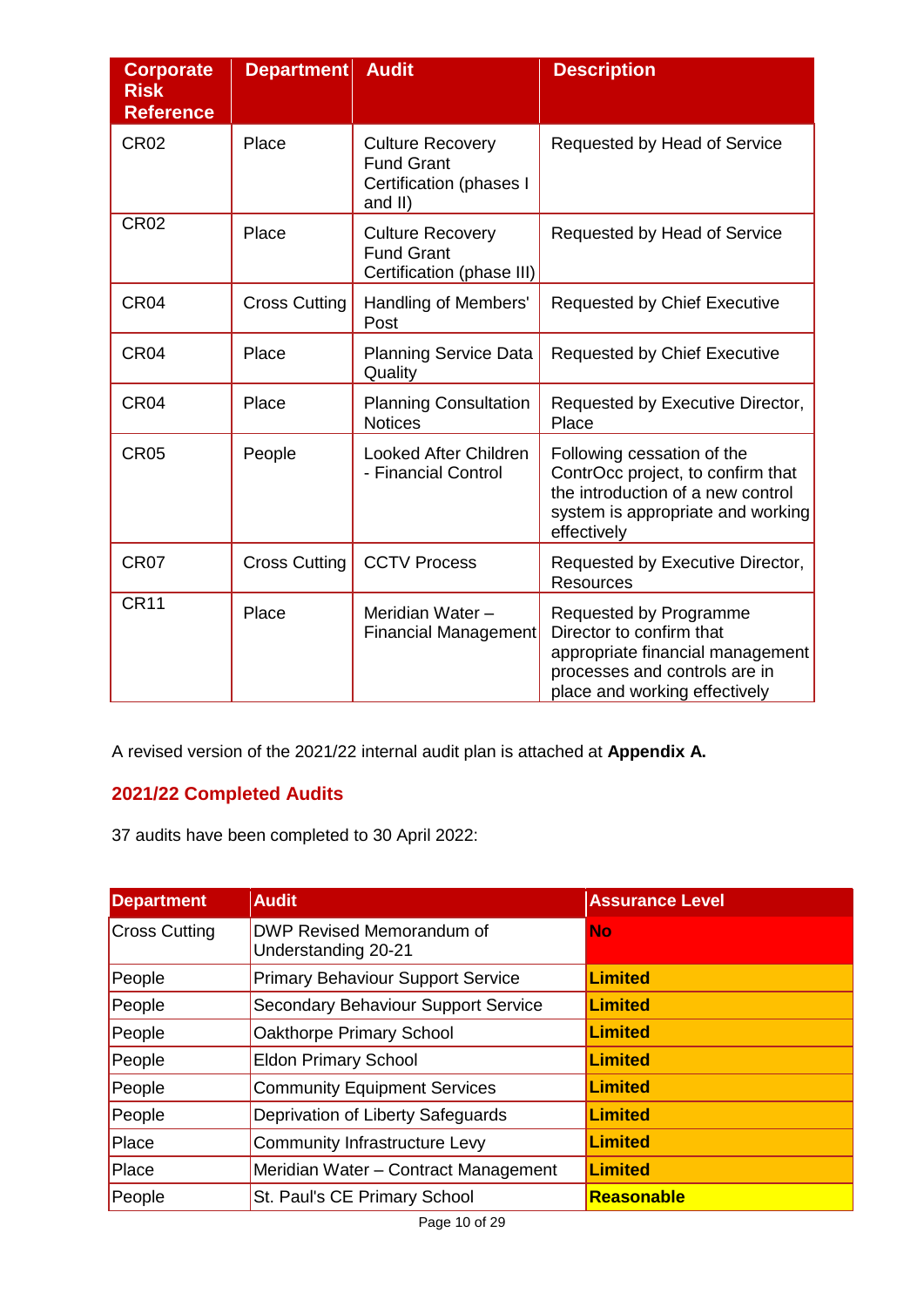| Corporate Risk Reference | Department | Audit | Description |
|---|---|---|---|
| CR02 | Place | Culture Recovery Fund Grant Certification (phases I and II) | Requested by Head of Service |
| CR02 | Place | Culture Recovery Fund Grant Certification (phase III) | Requested by Head of Service |
| CR04 | Cross Cutting | Handling of Members' Post | Requested by Chief Executive |
| CR04 | Place | Planning Service Data Quality | Requested by Chief Executive |
| CR04 | Place | Planning Consultation Notices | Requested by Executive Director, Place |
| CR05 | People | Looked After Children - Financial Control | Following cessation of the ContrOcc project, to confirm that the introduction of a new control system is appropriate and working effectively |
| CR07 | Cross Cutting | CCTV Process | Requested by Executive Director, Resources |
| CR11 | Place | Meridian Water – Financial Management | Requested by Programme Director to confirm that appropriate financial management processes and controls are in place and working effectively |

A revised version of the 2021/22 internal audit plan is attached at **Appendix A.**

## 2021/22 Completed Audits

37 audits have been completed to 30 April 2022:

| Department | Audit | Assurance Level |
|---|---|---|
| Cross Cutting | DWP Revised Memorandum of Understanding 20-21 | **No** |
| People | Primary Behaviour Support Service | **Limited** |
| People | Secondary Behaviour Support Service | **Limited** |
| People | Oakthorpe Primary School | **Limited** |
| People | Eldon Primary School | **Limited** |
| People | Community Equipment Services | **Limited** |
| People | Deprivation of Liberty Safeguards | **Limited** |
| Place | Community Infrastructure Levy | **Limited** |
| Place | Meridian Water – Contract Management | **Limited** |
| People | St. Paul's CE Primary School | **Reasonable** |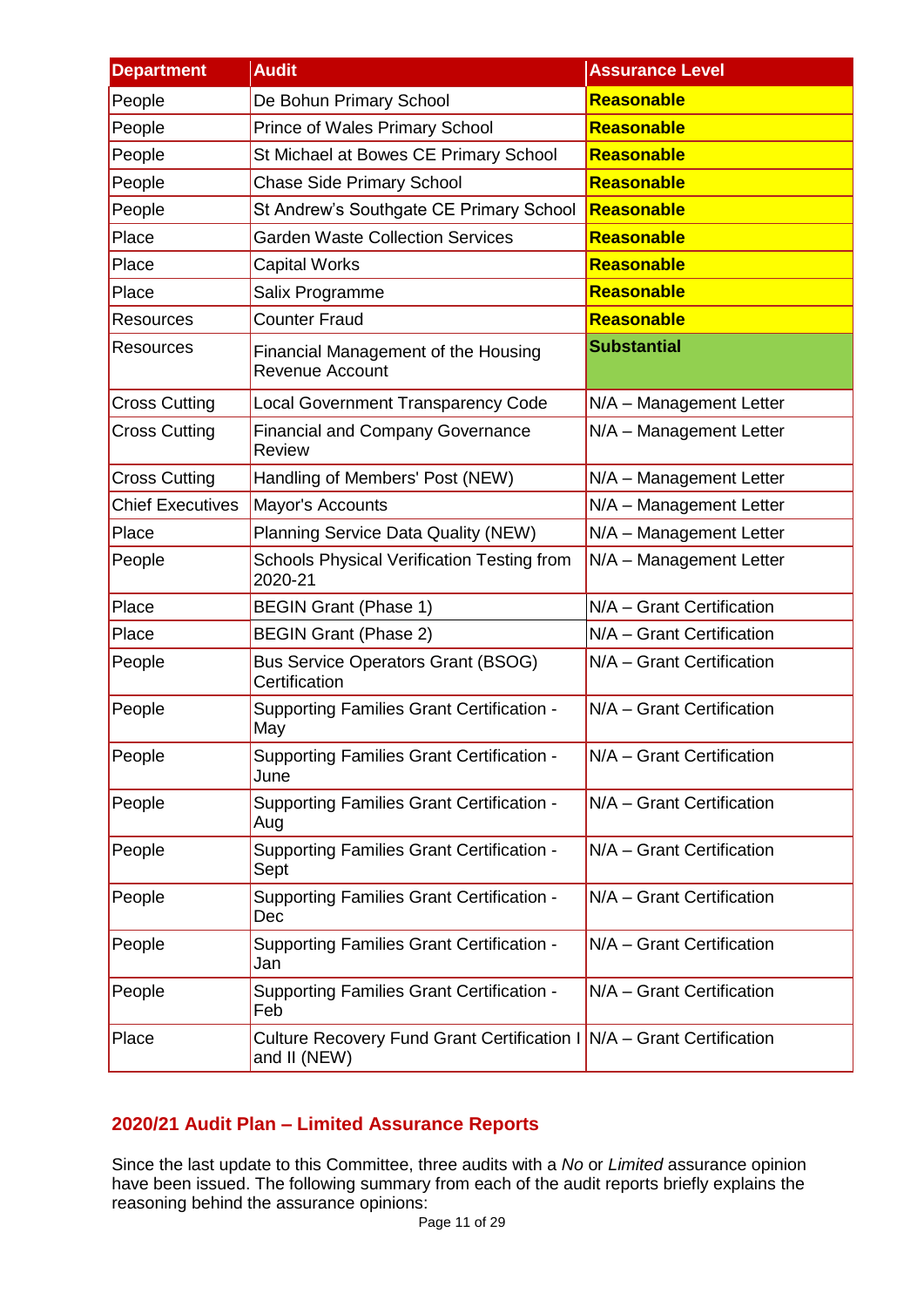| Department | Audit | Assurance Level |
|---|---|---|
| People | De Bohun Primary School | **Reasonable** |
| People | Prince of Wales Primary School | **Reasonable** |
| People | St Michael at Bowes CE Primary School | **Reasonable** |
| People | Chase Side Primary School | **Reasonable** |
| People | St Andrew's Southgate CE Primary School | **Reasonable** |
| Place | Garden Waste Collection Services | **Reasonable** |
| Place | Capital Works | **Reasonable** |
| Place | Salix Programme | **Reasonable** |
| Resources | Counter Fraud | **Reasonable** |
| Resources | Financial Management of the Housing Revenue Account | **Substantial** |
| Cross Cutting | Local Government Transparency Code | N/A – Management Letter |
| Cross Cutting | Financial and Company Governance Review | N/A – Management Letter |
| Cross Cutting | Handling of Members' Post (NEW) | N/A – Management Letter |
| Chief Executives | Mayor's Accounts | N/A – Management Letter |
| Place | Planning Service Data Quality (NEW) | N/A – Management Letter |
| People | Schools Physical Verification Testing from 2020-21 | N/A – Management Letter |
| Place | BEGIN Grant (Phase 1) | N/A – Grant Certification |
| Place | BEGIN Grant (Phase 2) | N/A – Grant Certification |
| People | Bus Service Operators Grant (BSOG) Certification | N/A – Grant Certification |
| People | Supporting Families Grant Certification - May | N/A – Grant Certification |
| People | Supporting Families Grant Certification - June | N/A – Grant Certification |
| People | Supporting Families Grant Certification - Aug | N/A – Grant Certification |
| People | Supporting Families Grant Certification - Sept | N/A – Grant Certification |
| People | Supporting Families Grant Certification - Dec | N/A – Grant Certification |
| People | Supporting Families Grant Certification - Jan | N/A – Grant Certification |
| People | Supporting Families Grant Certification - Feb | N/A – Grant Certification |
| Place | Culture Recovery Fund Grant Certification I and II (NEW) | N/A – Grant Certification |

## 2020/21 Audit Plan – Limited Assurance Reports

Since the last update to this Committee, three audits with a *No* or *Limited* assurance opinion have been issued. The following summary from each of the audit reports briefly explains the reasoning behind the assurance opinions: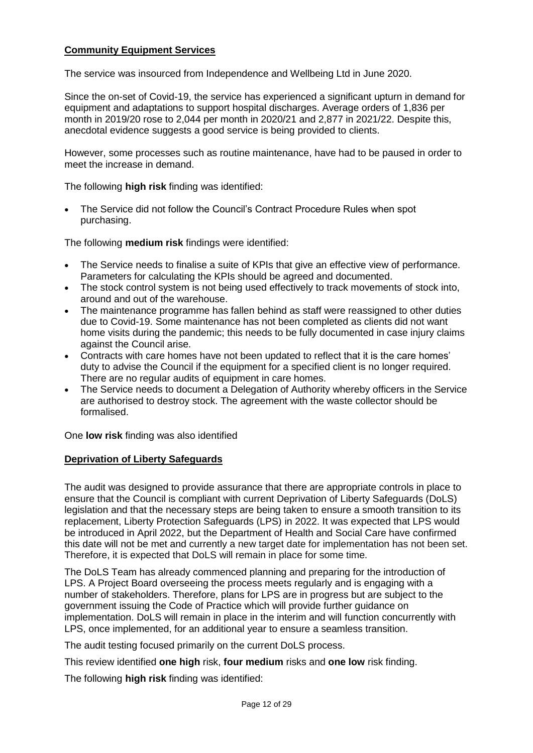## Community Equipment Services

The service was insourced from Independence and Wellbeing Ltd in June 2020.

Since the on-set of Covid-19, the service has experienced a significant upturn in demand for equipment and adaptations to support hospital discharges. Average orders of 1,836 per month in 2019/20 rose to 2,044 per month in 2020/21 and 2,877 in 2021/22. Despite this, anecdotal evidence suggests a good service is being provided to clients.

However, some processes such as routine maintenance, have had to be paused in order to meet the increase in demand.

The following **high risk** finding was identified:

- The Service did not follow the Council's Contract Procedure Rules when spot purchasing.

The following **medium risk** findings were identified:

- The Service needs to finalise a suite of KPIs that give an effective view of performance. Parameters for calculating the KPIs should be agreed and documented.
- The stock control system is not being used effectively to track movements of stock into, around and out of the warehouse.
- The maintenance programme has fallen behind as staff were reassigned to other duties due to Covid-19. Some maintenance has not been completed as clients did not want home visits during the pandemic; this needs to be fully documented in case injury claims against the Council arise.
- Contracts with care homes have not been updated to reflect that it is the care homes' duty to advise the Council if the equipment for a specified client is no longer required. There are no regular audits of equipment in care homes.
- The Service needs to document a Delegation of Authority whereby officers in the Service are authorised to destroy stock. The agreement with the waste collector should be formalised.

One **low risk** finding was also identified

## Deprivation of Liberty Safeguards

The audit was designed to provide assurance that there are appropriate controls in place to ensure that the Council is compliant with current Deprivation of Liberty Safeguards (DoLS) legislation and that the necessary steps are being taken to ensure a smooth transition to its replacement, Liberty Protection Safeguards (LPS) in 2022. It was expected that LPS would be introduced in April 2022, but the Department of Health and Social Care have confirmed this date will not be met and currently a new target date for implementation has not been set. Therefore, it is expected that DoLS will remain in place for some time.

The DoLS Team has already commenced planning and preparing for the introduction of LPS. A Project Board overseeing the process meets regularly and is engaging with a number of stakeholders. Therefore, plans for LPS are in progress but are subject to the government issuing the Code of Practice which will provide further guidance on implementation. DoLS will remain in place in the interim and will function concurrently with LPS, once implemented, for an additional year to ensure a seamless transition.

The audit testing focused primarily on the current DoLS process.

This review identified **one high** risk, **four medium** risks and **one low** risk finding.

The following **high risk** finding was identified: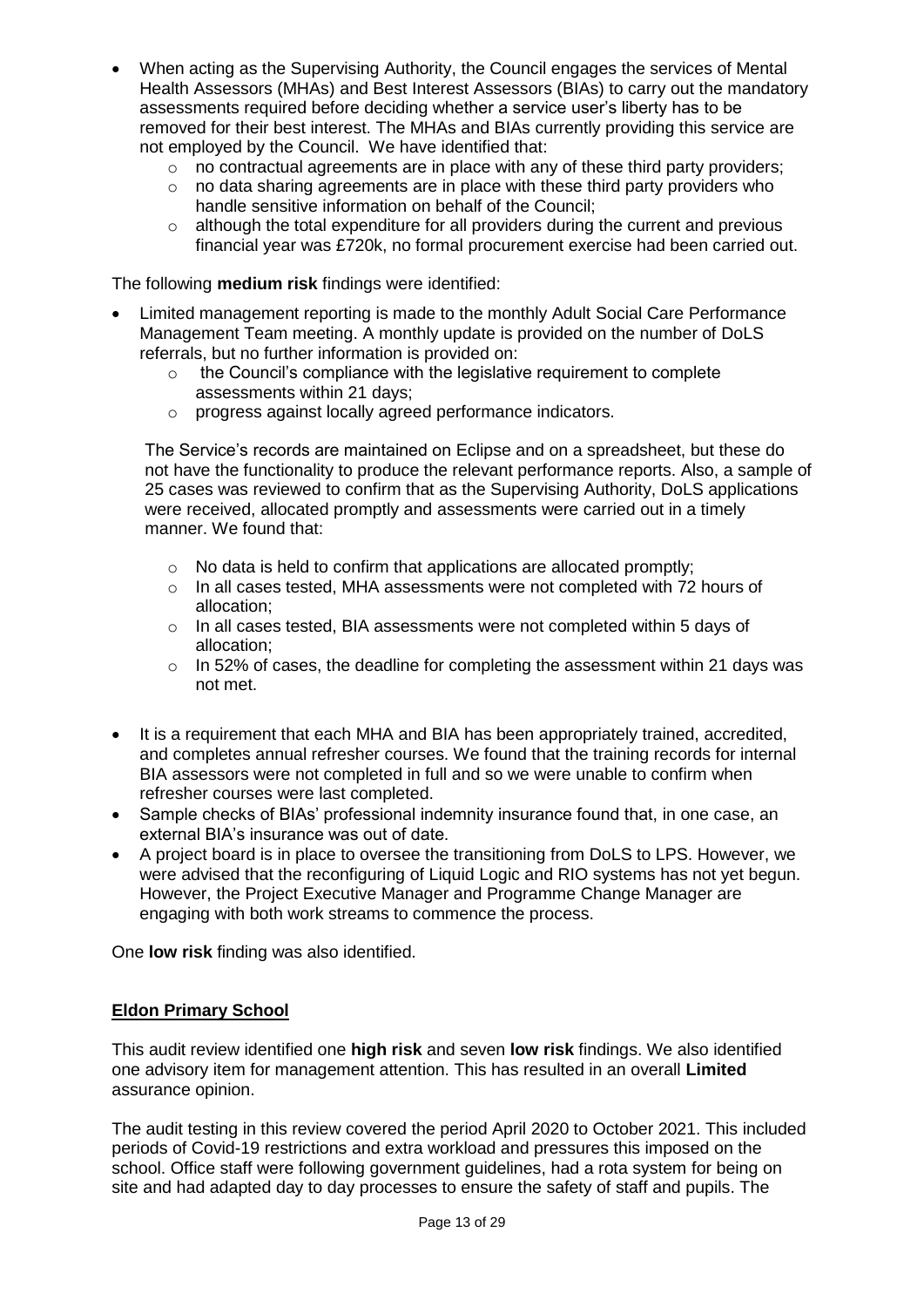- When acting as the Supervising Authority, the Council engages the services of Mental Health Assessors (MHAs) and Best Interest Assessors (BIAs) to carry out the mandatory assessments required before deciding whether a service user's liberty has to be removed for their best interest. The MHAs and BIAs currently providing this service are not employed by the Council. We have identified that:
    - no contractual agreements are in place with any of these third party providers;
    - no data sharing agreements are in place with these third party providers who handle sensitive information on behalf of the Council;
    - although the total expenditure for all providers during the current and previous financial year was £720k, no formal procurement exercise had been carried out.

The following **medium risk** findings were identified:

- Limited management reporting is made to the monthly Adult Social Care Performance Management Team meeting. A monthly update is provided on the number of DoLS referrals, but no further information is provided on:
    - the Council's compliance with the legislative requirement to complete assessments within 21 days;
    - progress against locally agreed performance indicators.

  The Service's records are maintained on Eclipse and on a spreadsheet, but these do not have the functionality to produce the relevant performance reports. Also, a sample of 25 cases was reviewed to confirm that as the Supervising Authority, DoLS applications were received, allocated promptly and assessments were carried out in a timely manner. We found that:

    - No data is held to confirm that applications are allocated promptly;
    - In all cases tested, MHA assessments were not completed with 72 hours of allocation;
    - In all cases tested, BIA assessments were not completed within 5 days of allocation;
    - In 52% of cases, the deadline for completing the assessment within 21 days was not met.

- It is a requirement that each MHA and BIA has been appropriately trained, accredited, and completes annual refresher courses. We found that the training records for internal BIA assessors were not completed in full and so we were unable to confirm when refresher courses were last completed.
- Sample checks of BIAs' professional indemnity insurance found that, in one case, an external BIA's insurance was out of date.
- A project board is in place to oversee the transitioning from DoLS to LPS. However, we were advised that the reconfiguring of Liquid Logic and RIO systems has not yet begun. However, the Project Executive Manager and Programme Change Manager are engaging with both work streams to commence the process.

One **low risk** finding was also identified.

## Eldon Primary School

This audit review identified one **high risk** and seven **low risk** findings. We also identified one advisory item for management attention. This has resulted in an overall **Limited** assurance opinion.

The audit testing in this review covered the period April 2020 to October 2021. This included periods of Covid-19 restrictions and extra workload and pressures this imposed on the school. Office staff were following government guidelines, had a rota system for being on site and had adapted day to day processes to ensure the safety of staff and pupils. The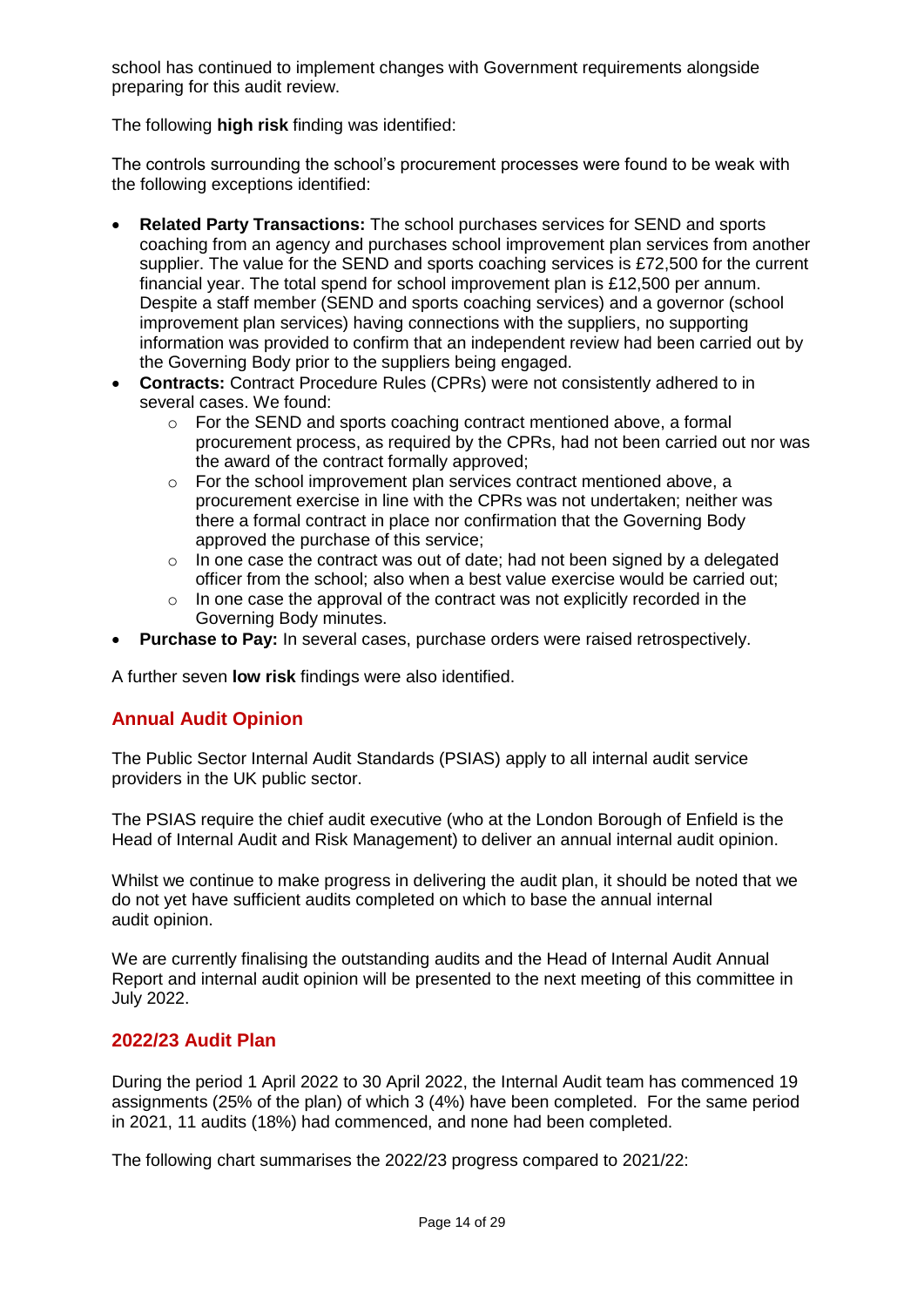school has continued to implement changes with Government requirements alongside preparing for this audit review.

The following **high risk** finding was identified:

The controls surrounding the school's procurement processes were found to be weak with the following exceptions identified:

- **Related Party Transactions:** The school purchases services for SEND and sports coaching from an agency and purchases school improvement plan services from another supplier. The value for the SEND and sports coaching services is £72,500 for the current financial year. The total spend for school improvement plan is £12,500 per annum. Despite a staff member (SEND and sports coaching services) and a governor (school improvement plan services) having connections with the suppliers, no supporting information was provided to confirm that an independent review had been carried out by the Governing Body prior to the suppliers being engaged.
- **Contracts:** Contract Procedure Rules (CPRs) were not consistently adhered to in several cases. We found:
  - For the SEND and sports coaching contract mentioned above, a formal procurement process, as required by the CPRs, had not been carried out nor was the award of the contract formally approved;
  - For the school improvement plan services contract mentioned above, a procurement exercise in line with the CPRs was not undertaken; neither was there a formal contract in place nor confirmation that the Governing Body approved the purchase of this service;
  - In one case the contract was out of date; had not been signed by a delegated officer from the school; also when a best value exercise would be carried out;
  - In one case the approval of the contract was not explicitly recorded in the Governing Body minutes.
- **Purchase to Pay:** In several cases, purchase orders were raised retrospectively.

A further seven **low risk** findings were also identified.

## Annual Audit Opinion

The Public Sector Internal Audit Standards (PSIAS) apply to all internal audit service providers in the UK public sector.

The PSIAS require the chief audit executive (who at the London Borough of Enfield is the Head of Internal Audit and Risk Management) to deliver an annual internal audit opinion.

Whilst we continue to make progress in delivering the audit plan, it should be noted that we do not yet have sufficient audits completed on which to base the annual internal audit opinion.

We are currently finalising the outstanding audits and the Head of Internal Audit Annual Report and internal audit opinion will be presented to the next meeting of this committee in July 2022.

## 2022/23 Audit Plan

During the period 1 April 2022 to 30 April 2022, the Internal Audit team has commenced 19 assignments (25% of the plan) of which 3 (4%) have been completed. For the same period in 2021, 11 audits (18%) had commenced, and none had been completed.

The following chart summarises the 2022/23 progress compared to 2021/22: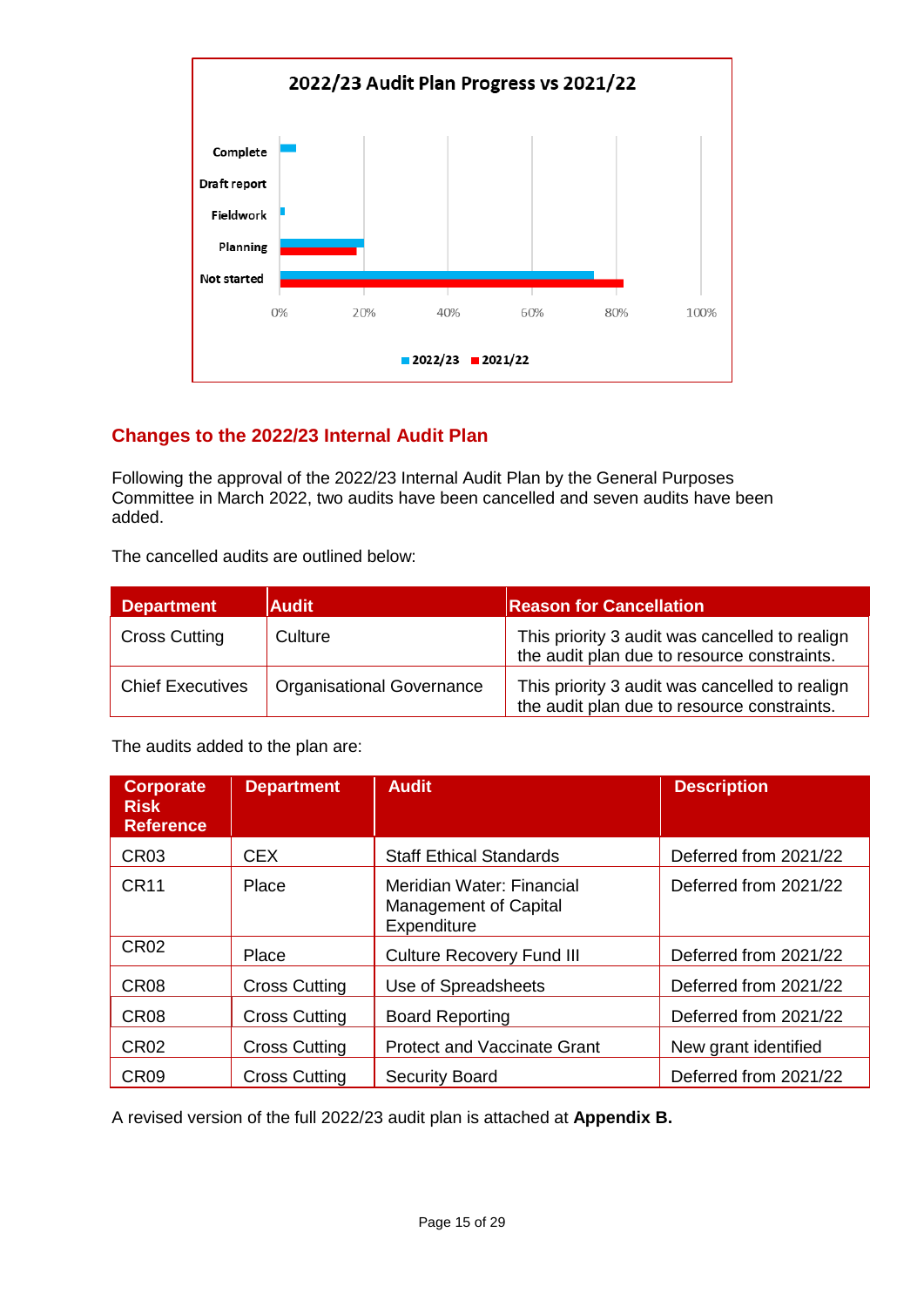**2022/23 Audit Plan Progress vs 2021/22**

Complete
Draft report
Fieldwork
Planning
Not started

0% 20% 40% 60% 80% 100%

2022/23 2021/22

## Changes to the 2022/23 Internal Audit Plan

Following the approval of the 2022/23 Internal Audit Plan by the General Purposes Committee in March 2022, two audits have been cancelled and seven audits have been added.

The cancelled audits are outlined below:

| Department | Audit | Reason for Cancellation |
|---|---|---|
| Cross Cutting | Culture | This priority 3 audit was cancelled to realign the audit plan due to resource constraints. |
| Chief Executives | Organisational Governance | This priority 3 audit was cancelled to realign the audit plan due to resource constraints. |

The audits added to the plan are:

| Corporate Risk Reference | Department | Audit | Description |
|---|---|---|---|
| CR03 | CEX | Staff Ethical Standards | Deferred from 2021/22 |
| CR11 | Place | Meridian Water: Financial Management of Capital Expenditure | Deferred from 2021/22 |
| CR02 | Place | Culture Recovery Fund III | Deferred from 2021/22 |
| CR08 | Cross Cutting | Use of Spreadsheets | Deferred from 2021/22 |
| CR08 | Cross Cutting | Board Reporting | Deferred from 2021/22 |
| CR02 | Cross Cutting | Protect and Vaccinate Grant | New grant identified |
| CR09 | Cross Cutting | Security Board | Deferred from 2021/22 |

A revised version of the full 2022/23 audit plan is attached at **Appendix B.**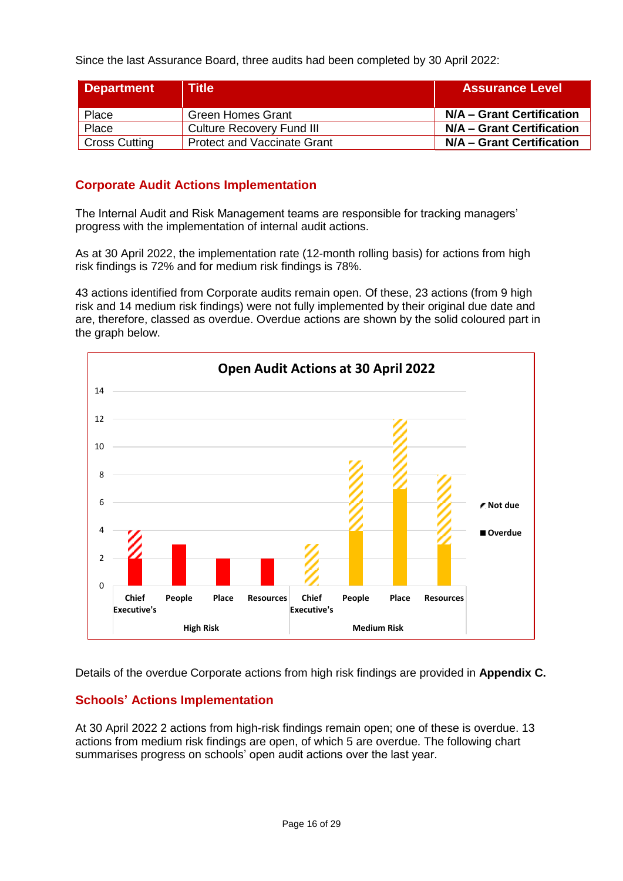Since the last Assurance Board, three audits had been completed by 30 April 2022:

| Department | Title | Assurance Level |
|---|---|---|
| Place | Green Homes Grant | **N/A – Grant Certification** |
| Place | Culture Recovery Fund III | **N/A – Grant Certification** |
| Cross Cutting | Protect and Vaccinate Grant | **N/A – Grant Certification** |

## Corporate Audit Actions Implementation

The Internal Audit and Risk Management teams are responsible for tracking managers' progress with the implementation of internal audit actions.

As at 30 April 2022, the implementation rate (12-month rolling basis) for actions from high risk findings is 72% and for medium risk findings is 78%.

43 actions identified from Corporate audits remain open. Of these, 23 actions (from 9 high risk and 14 medium risk findings) were not fully implemented by their original due date and are, therefore, classed as overdue. Overdue actions are shown by the solid coloured part in the graph below.

**Open Audit Actions at 30 April 2022**

Details of the overdue Corporate actions from high risk findings are provided in **Appendix C.**

## Schools' Actions Implementation

At 30 April 2022 2 actions from high-risk findings remain open; one of these is overdue. 13 actions from medium risk findings are open, of which 5 are overdue. The following chart summarises progress on schools' open audit actions over the last year.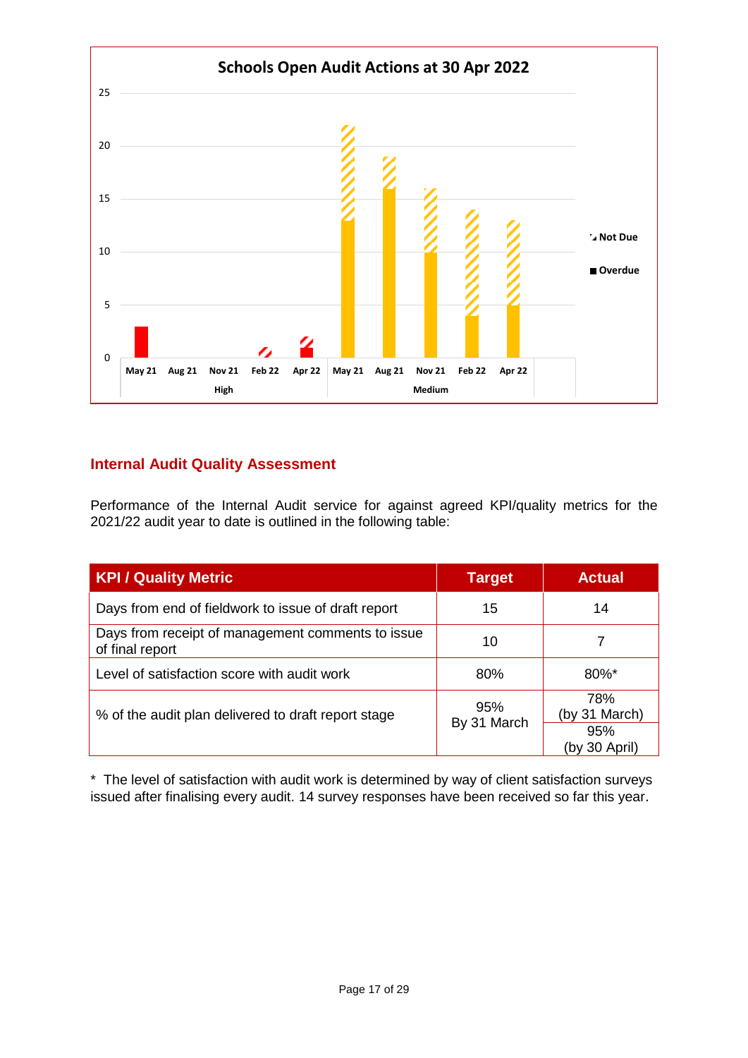**Schools Open Audit Actions at 30 Apr 2022**

## Internal Audit Quality Assessment

Performance of the Internal Audit service for against agreed KPI/quality metrics for the 2021/22 audit year to date is outlined in the following table:

| KPI / Quality Metric | Target | Actual |
|---|---|---|
| Days from end of fieldwork to issue of draft report | 15 | 14 |
| Days from receipt of management comments to issue of final report | 10 | 7 |
| Level of satisfaction score with audit work | 80% | 80%* |
| % of the audit plan delivered to draft report stage | 95% By 31 March | 78% (by 31 March) |
| | | 95% (by 30 April) |

\* The level of satisfaction with audit work is determined by way of client satisfaction surveys issued after finalising every audit. 14 survey responses have been received so far this year.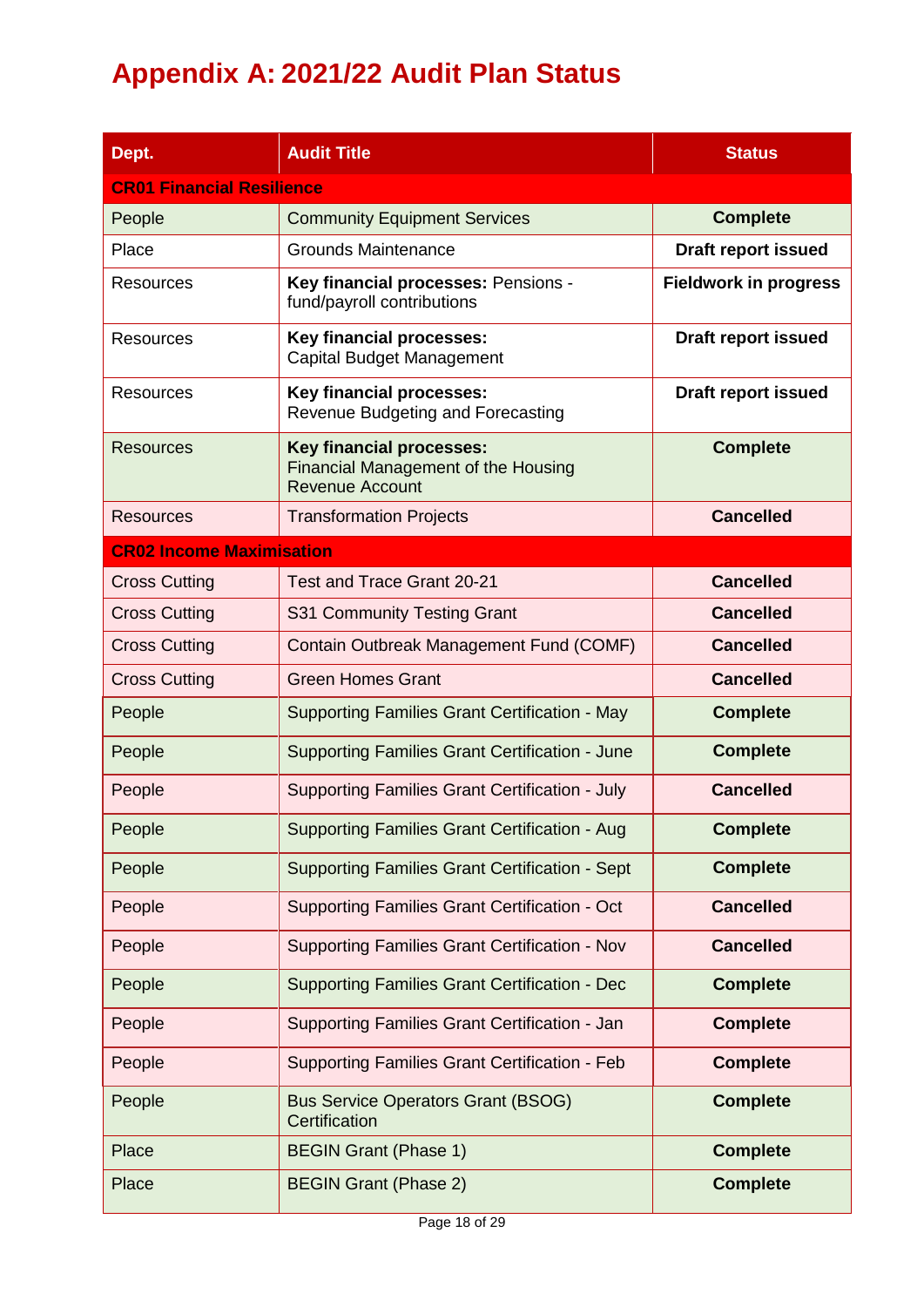# Appendix A: 2021/22 Audit Plan Status

| Dept. | Audit Title | Status |
|---|---|---|
| **CR01 Financial Resilience** | | |
| People | Community Equipment Services | **Complete** |
| Place | Grounds Maintenance | **Draft report issued** |
| Resources | **Key financial processes:** Pensions - fund/payroll contributions | **Fieldwork in progress** |
| Resources | **Key financial processes:** Capital Budget Management | **Draft report issued** |
| Resources | **Key financial processes:** Revenue Budgeting and Forecasting | **Draft report issued** |
| Resources | **Key financial processes:** Financial Management of the Housing Revenue Account | **Complete** |
| Resources | Transformation Projects | **Cancelled** |
| **CR02 Income Maximisation** | | |
| Cross Cutting | Test and Trace Grant 20-21 | **Cancelled** |
| Cross Cutting | S31 Community Testing Grant | **Cancelled** |
| Cross Cutting | Contain Outbreak Management Fund (COMF) | **Cancelled** |
| Cross Cutting | Green Homes Grant | **Cancelled** |
| People | Supporting Families Grant Certification - May | **Complete** |
| People | Supporting Families Grant Certification - June | **Complete** |
| People | Supporting Families Grant Certification - July | **Cancelled** |
| People | Supporting Families Grant Certification - Aug | **Complete** |
| People | Supporting Families Grant Certification - Sept | **Complete** |
| People | Supporting Families Grant Certification - Oct | **Cancelled** |
| People | Supporting Families Grant Certification - Nov | **Cancelled** |
| People | Supporting Families Grant Certification - Dec | **Complete** |
| People | Supporting Families Grant Certification - Jan | **Complete** |
| People | Supporting Families Grant Certification - Feb | **Complete** |
| People | Bus Service Operators Grant (BSOG) Certification | **Complete** |
| Place | BEGIN Grant (Phase 1) | **Complete** |
| Place | BEGIN Grant (Phase 2) | **Complete** |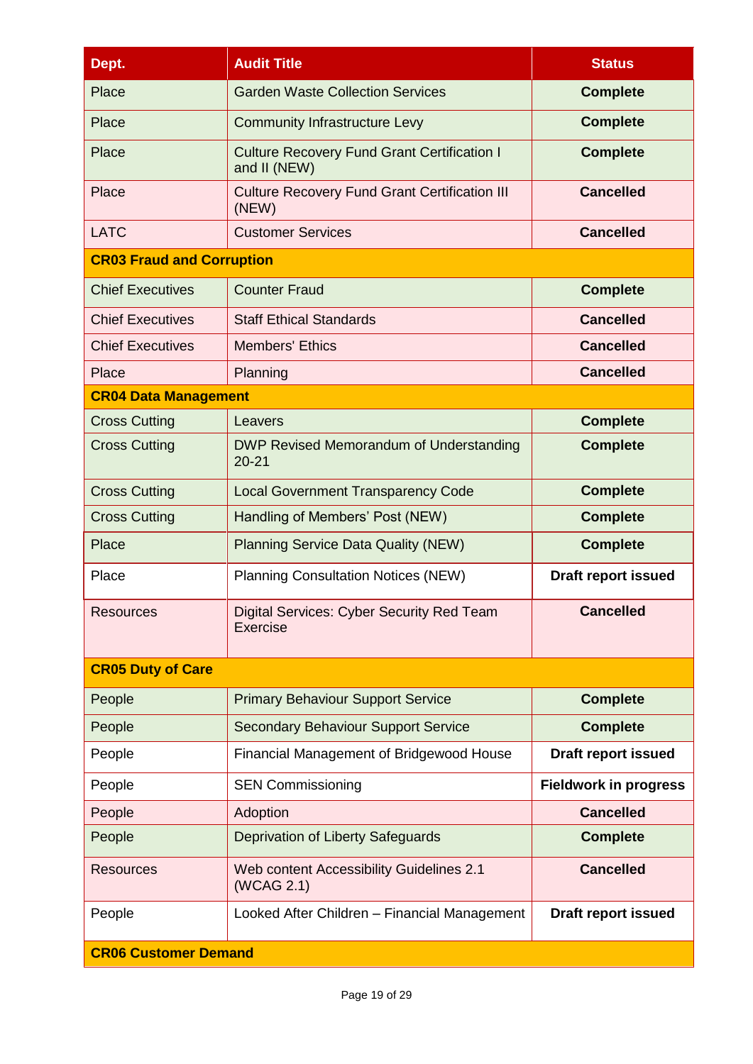| Dept. | Audit Title | Status |
|---|---|---|
| Place | Garden Waste Collection Services | **Complete** |
| Place | Community Infrastructure Levy | **Complete** |
| Place | Culture Recovery Fund Grant Certification I and II (NEW) | **Complete** |
| Place | Culture Recovery Fund Grant Certification III (NEW) | **Cancelled** |
| LATC | Customer Services | **Cancelled** |
| **CR03 Fraud and Corruption** | | |
| Chief Executives | Counter Fraud | **Complete** |
| Chief Executives | Staff Ethical Standards | **Cancelled** |
| Chief Executives | Members' Ethics | **Cancelled** |
| Place | Planning | **Cancelled** |
| **CR04 Data Management** | | |
| Cross Cutting | Leavers | **Complete** |
| Cross Cutting | DWP Revised Memorandum of Understanding 20-21 | **Complete** |
| Cross Cutting | Local Government Transparency Code | **Complete** |
| Cross Cutting | Handling of Members' Post (NEW) | **Complete** |
| Place | Planning Service Data Quality (NEW) | **Complete** |
| Place | Planning Consultation Notices (NEW) | **Draft report issued** |
| Resources | Digital Services: Cyber Security Red Team Exercise | **Cancelled** |
| **CR05 Duty of Care** | | |
| People | Primary Behaviour Support Service | **Complete** |
| People | Secondary Behaviour Support Service | **Complete** |
| People | Financial Management of Bridgewood House | **Draft report issued** |
| People | SEN Commissioning | **Fieldwork in progress** |
| People | Adoption | **Cancelled** |
| People | Deprivation of Liberty Safeguards | **Complete** |
| Resources | Web content Accessibility Guidelines 2.1 (WCAG 2.1) | **Cancelled** |
| People | Looked After Children – Financial Management | **Draft report issued** |
| **CR06 Customer Demand** | | |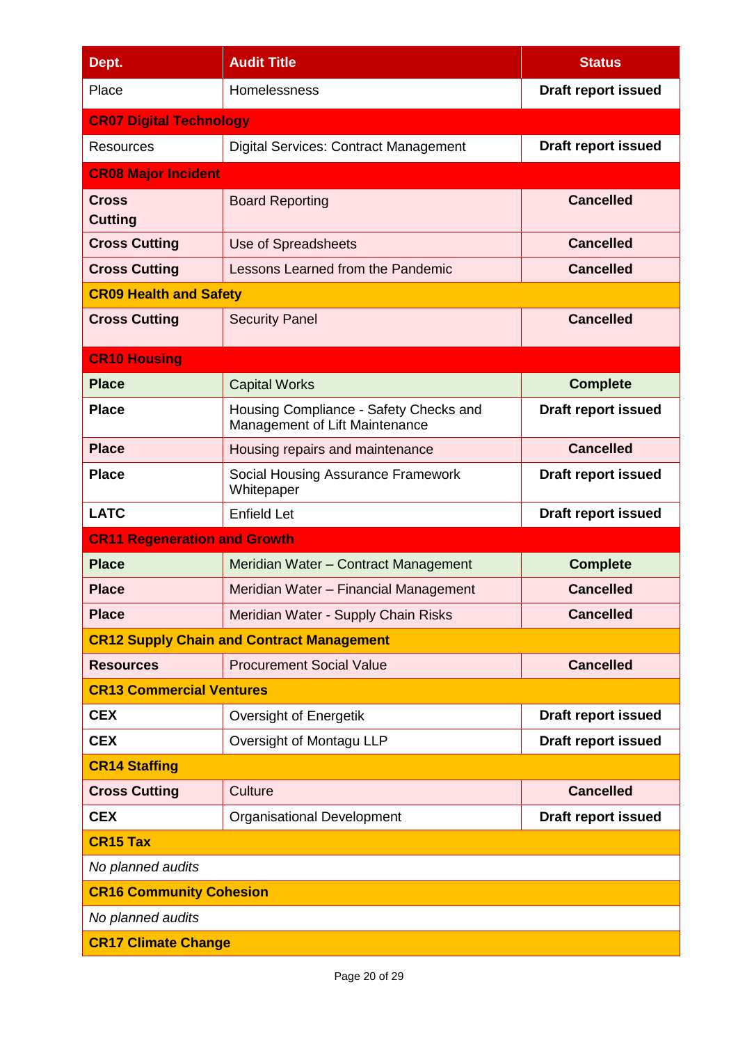| Dept. | Audit Title | Status |
|---|---|---|
| Place | Homelessness | **Draft report issued** |
| **CR07 Digital Technology** | | |
| Resources | Digital Services: Contract Management | **Draft report issued** |
| **CR08 Major Incident** | | |
| **Cross Cutting** | Board Reporting | **Cancelled** |
| **Cross Cutting** | Use of Spreadsheets | **Cancelled** |
| **Cross Cutting** | Lessons Learned from the Pandemic | **Cancelled** |
| **CR09 Health and Safety** | | |
| **Cross Cutting** | Security Panel | **Cancelled** |
| **CR10 Housing** | | |
| **Place** | Capital Works | **Complete** |
| **Place** | Housing Compliance - Safety Checks and Management of Lift Maintenance | **Draft report issued** |
| **Place** | Housing repairs and maintenance | **Cancelled** |
| **Place** | Social Housing Assurance Framework Whitepaper | **Draft report issued** |
| **LATC** | Enfield Let | **Draft report issued** |
| **CR11 Regeneration and Growth** | | |
| **Place** | Meridian Water – Contract Management | **Complete** |
| **Place** | Meridian Water – Financial Management | **Cancelled** |
| **Place** | Meridian Water - Supply Chain Risks | **Cancelled** |
| **CR12 Supply Chain and Contract Management** | | |
| **Resources** | Procurement Social Value | **Cancelled** |
| **CR13 Commercial Ventures** | | |
| **CEX** | Oversight of Energetik | **Draft report issued** |
| **CEX** | Oversight of Montagu LLP | **Draft report issued** |
| **CR14 Staffing** | | |
| **Cross Cutting** | Culture | **Cancelled** |
| **CEX** | Organisational Development | **Draft report issued** |
| **CR15 Tax** | | |
| *No planned audits* | | |
| **CR16 Community Cohesion** | | |
| *No planned audits* | | |
| **CR17 Climate Change** | | |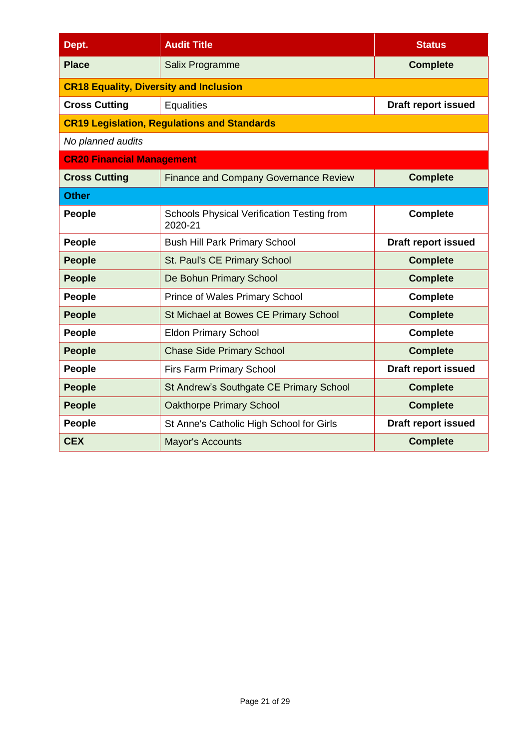| Dept. | Audit Title | Status |
|---|---|---|
| **Place** | Salix Programme | **Complete** |
| **CR18 Equality, Diversity and Inclusion** | | |
| **Cross Cutting** | Equalities | **Draft report issued** |
| **CR19 Legislation, Regulations and Standards** | | |
| *No planned audits* | | |
| **CR20 Financial Management** | | |
| **Cross Cutting** | Finance and Company Governance Review | **Complete** |
| **Other** | | |
| **People** | Schools Physical Verification Testing from 2020-21 | **Complete** |
| **People** | Bush Hill Park Primary School | **Draft report issued** |
| **People** | St. Paul's CE Primary School | **Complete** |
| **People** | De Bohun Primary School | **Complete** |
| **People** | Prince of Wales Primary School | **Complete** |
| **People** | St Michael at Bowes CE Primary School | **Complete** |
| **People** | Eldon Primary School | **Complete** |
| **People** | Chase Side Primary School | **Complete** |
| **People** | Firs Farm Primary School | **Draft report issued** |
| **People** | St Andrew's Southgate CE Primary School | **Complete** |
| **People** | Oakthorpe Primary School | **Complete** |
| **People** | St Anne's Catholic High School for Girls | **Draft report issued** |
| **CEX** | Mayor's Accounts | **Complete** |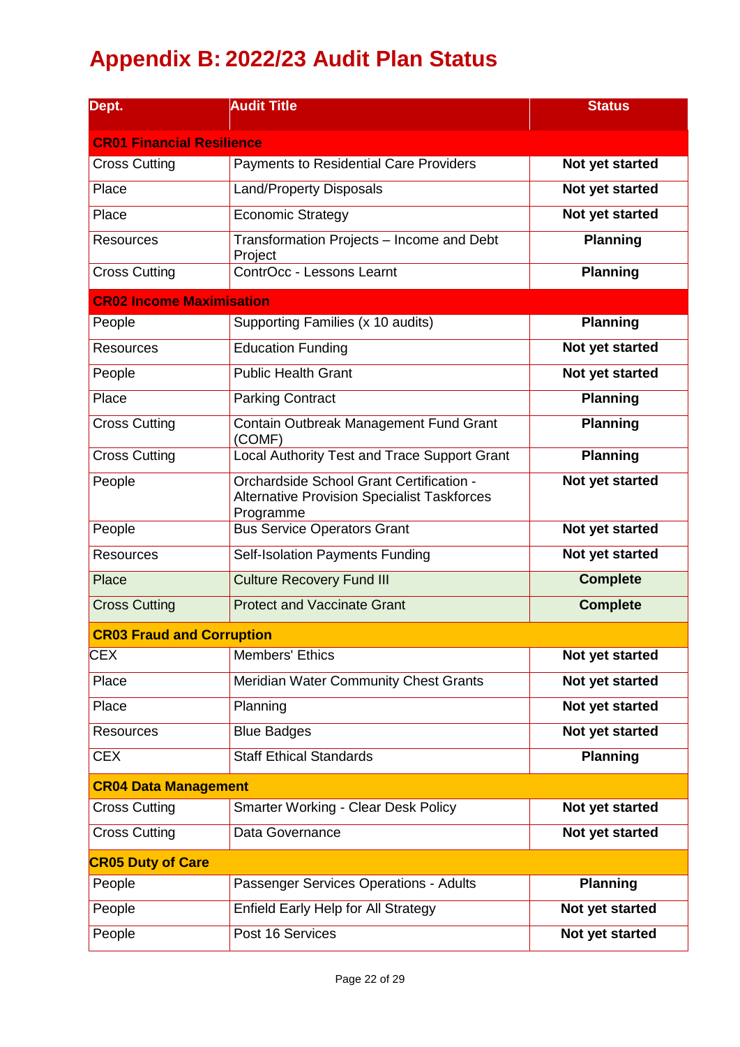# Appendix B: 2022/23 Audit Plan Status

| Dept. | Audit Title | Status |
|---|---|---|
| **CR01 Financial Resilience** | | |
| Cross Cutting | Payments to Residential Care Providers | **Not yet started** |
| Place | Land/Property Disposals | **Not yet started** |
| Place | Economic Strategy | **Not yet started** |
| Resources | Transformation Projects – Income and Debt Project | **Planning** |
| Cross Cutting | ContrOcc - Lessons Learnt | **Planning** |
| **CR02 Income Maximisation** | | |
| People | Supporting Families (x 10 audits) | **Planning** |
| Resources | Education Funding | **Not yet started** |
| People | Public Health Grant | **Not yet started** |
| Place | Parking Contract | **Planning** |
| Cross Cutting | Contain Outbreak Management Fund Grant (COMF) | **Planning** |
| Cross Cutting | Local Authority Test and Trace Support Grant | **Planning** |
| People | Orchardside School Grant Certification - Alternative Provision Specialist Taskforces Programme | **Not yet started** |
| People | Bus Service Operators Grant | **Not yet started** |
| Resources | Self-Isolation Payments Funding | **Not yet started** |
| Place | Culture Recovery Fund III | **Complete** |
| Cross Cutting | Protect and Vaccinate Grant | **Complete** |
| **CR03 Fraud and Corruption** | | |
| CEX | Members' Ethics | **Not yet started** |
| Place | Meridian Water Community Chest Grants | **Not yet started** |
| Place | Planning | **Not yet started** |
| Resources | Blue Badges | **Not yet started** |
| CEX | Staff Ethical Standards | **Planning** |
| **CR04 Data Management** | | |
| Cross Cutting | Smarter Working - Clear Desk Policy | **Not yet started** |
| Cross Cutting | Data Governance | **Not yet started** |
| **CR05 Duty of Care** | | |
| People | Passenger Services Operations - Adults | **Planning** |
| People | Enfield Early Help for All Strategy | **Not yet started** |
| People | Post 16 Services | **Not yet started** |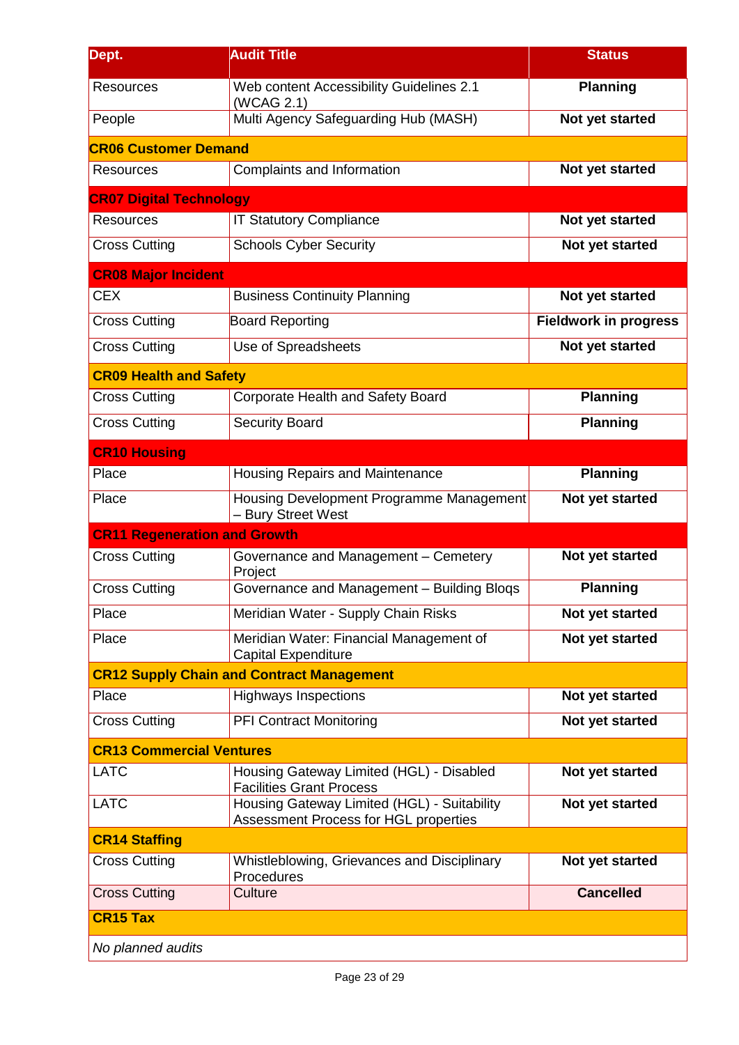| Dept. | Audit Title | Status |
|---|---|---|
| Resources | Web content Accessibility Guidelines 2.1 (WCAG 2.1) | **Planning** |
| People | Multi Agency Safeguarding Hub (MASH) | **Not yet started** |
| **CR06 Customer Demand** | | |
| Resources | Complaints and Information | **Not yet started** |
| **CR07 Digital Technology** | | |
| Resources | IT Statutory Compliance | **Not yet started** |
| Cross Cutting | Schools Cyber Security | **Not yet started** |
| **CR08 Major Incident** | | |
| CEX | Business Continuity Planning | **Not yet started** |
| Cross Cutting | Board Reporting | **Fieldwork in progress** |
| Cross Cutting | Use of Spreadsheets | **Not yet started** |
| **CR09 Health and Safety** | | |
| Cross Cutting | Corporate Health and Safety Board | **Planning** |
| Cross Cutting | Security Board | **Planning** |
| **CR10 Housing** | | |
| Place | Housing Repairs and Maintenance | **Planning** |
| Place | Housing Development Programme Management – Bury Street West | **Not yet started** |
| **CR11 Regeneration and Growth** | | |
| Cross Cutting | Governance and Management – Cemetery Project | **Not yet started** |
| Cross Cutting | Governance and Management – Building Bloqs | **Planning** |
| Place | Meridian Water - Supply Chain Risks | **Not yet started** |
| Place | Meridian Water: Financial Management of Capital Expenditure | **Not yet started** |
| **CR12 Supply Chain and Contract Management** | | |
| Place | Highways Inspections | **Not yet started** |
| Cross Cutting | PFI Contract Monitoring | **Not yet started** |
| **CR13 Commercial Ventures** | | |
| LATC | Housing Gateway Limited (HGL) - Disabled Facilities Grant Process | **Not yet started** |
| LATC | Housing Gateway Limited (HGL) - Suitability Assessment Process for HGL properties | **Not yet started** |
| **CR14 Staffing** | | |
| Cross Cutting | Whistleblowing, Grievances and Disciplinary Procedures | **Not yet started** |
| Cross Cutting | Culture | **Cancelled** |
| **CR15 Tax** | | |
| *No planned audits* | | |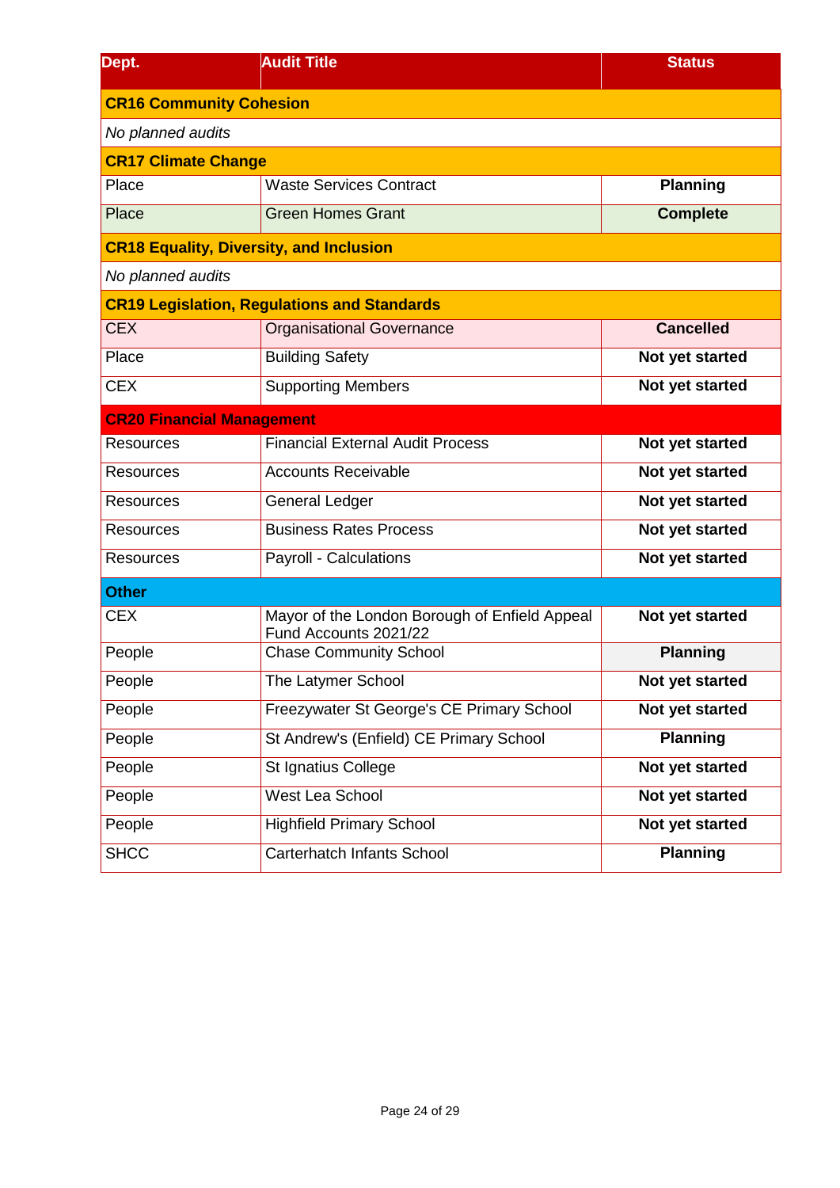| Dept. | Audit Title | Status |
|---|---|---|
| **CR16 Community Cohesion** | | |
| *No planned audits* | | |
| **CR17 Climate Change** | | |
| Place | Waste Services Contract | **Planning** |
| Place | Green Homes Grant | **Complete** |
| **CR18 Equality, Diversity, and Inclusion** | | |
| *No planned audits* | | |
| **CR19 Legislation, Regulations and Standards** | | |
| CEX | Organisational Governance | **Cancelled** |
| Place | Building Safety | **Not yet started** |
| CEX | Supporting Members | **Not yet started** |
| **CR20 Financial Management** | | |
| Resources | Financial External Audit Process | **Not yet started** |
| Resources | Accounts Receivable | **Not yet started** |
| Resources | General Ledger | **Not yet started** |
| Resources | Business Rates Process | **Not yet started** |
| Resources | Payroll - Calculations | **Not yet started** |
| **Other** | | |
| CEX | Mayor of the London Borough of Enfield Appeal Fund Accounts 2021/22 | **Not yet started** |
| People | Chase Community School | **Planning** |
| People | The Latymer School | **Not yet started** |
| People | Freezywater St George's CE Primary School | **Not yet started** |
| People | St Andrew's (Enfield) CE Primary School | **Planning** |
| People | St Ignatius College | **Not yet started** |
| People | West Lea School | **Not yet started** |
| People | Highfield Primary School | **Not yet started** |
| SHCC | Carterhatch Infants School | **Planning** |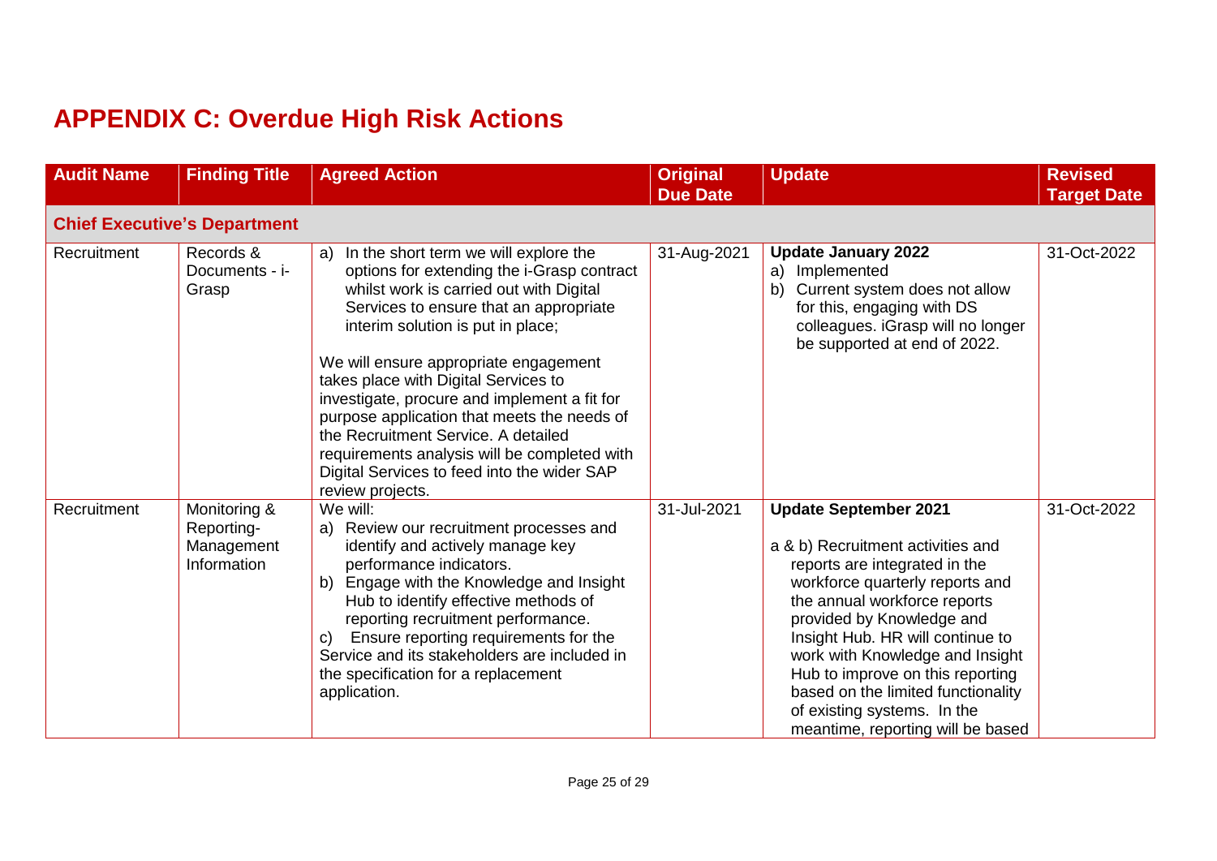# APPENDIX C: Overdue High Risk Actions

| Audit Name | Finding Title | Agreed Action | Original Due Date | Update | Revised Target Date |
|---|---|---|---|---|---|
| **Chief Executive's Department** | | | | | |
| Recruitment | Records & Documents - i-Grasp | a) In the short term we will explore the options for extending the i-Grasp contract whilst work is carried out with Digital Services to ensure that an appropriate interim solution is put in place;<br><br>We will ensure appropriate engagement takes place with Digital Services to investigate, procure and implement a fit for purpose application that meets the needs of the Recruitment Service. A detailed requirements analysis will be completed with Digital Services to feed into the wider SAP review projects. | 31-Aug-2021 | **Update January 2022**<br>a) Implemented<br>b) Current system does not allow for this, engaging with DS colleagues. iGrasp will no longer be supported at end of 2022. | 31-Oct-2022 |
| Recruitment | Monitoring & Reporting-Management Information | We will:<br>a) Review our recruitment processes and identify and actively manage key performance indicators.<br>b) Engage with the Knowledge and Insight Hub to identify effective methods of reporting recruitment performance.<br>c) Ensure reporting requirements for the Service and its stakeholders are included in the specification for a replacement application. | 31-Jul-2021 | **Update September 2021**<br><br>a & b) Recruitment activities and reports are integrated in the workforce quarterly reports and the annual workforce reports provided by Knowledge and Insight Hub. HR will continue to work with Knowledge and Insight Hub to improve on this reporting based on the limited functionality of existing systems. In the meantime, reporting will be based | 31-Oct-2022 |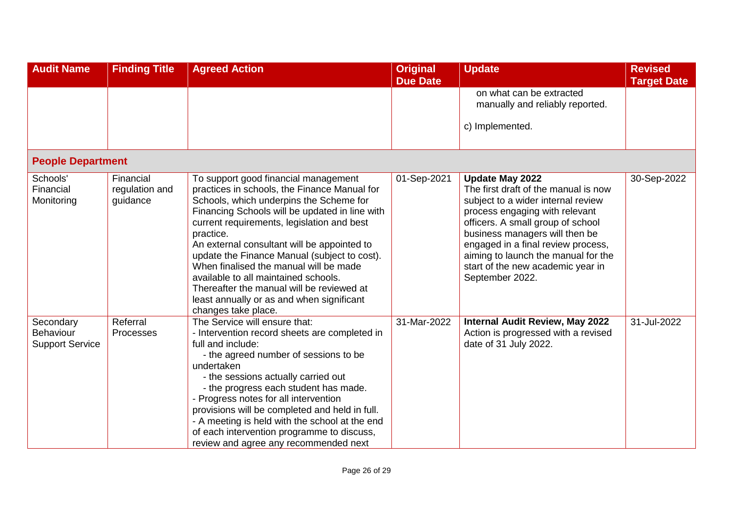| Audit Name | Finding Title | Agreed Action | Original Due Date | Update | Revised Target Date |
|---|---|---|---|---|---|
| | | | | on what can be extracted manually and reliably reported.<br><br>c) Implemented. | |
| **People Department** | | | | | |
| Schools' Financial Monitoring | Financial regulation and guidance | To support good financial management practices in schools, the Finance Manual for Schools, which underpins the Scheme for Financing Schools will be updated in line with current requirements, legislation and best practice.<br>An external consultant will be appointed to update the Finance Manual (subject to cost). When finalised the manual will be made available to all maintained schools.<br>Thereafter the manual will be reviewed at least annually or as and when significant changes take place. | 01-Sep-2021 | **Update May 2022**<br>The first draft of the manual is now subject to a wider internal review process engaging with relevant officers. A small group of school business managers will then be engaged in a final review process, aiming to launch the manual for the start of the new academic year in September 2022. | 30-Sep-2022 |
| Secondary Behaviour Support Service | Referral Processes | The Service will ensure that:<br>- Intervention record sheets are completed in full and include:<br>- the agreed number of sessions to be undertaken<br>- the sessions actually carried out<br>- the progress each student has made.<br>- Progress notes for all intervention provisions will be completed and held in full.<br>- A meeting is held with the school at the end of each intervention programme to discuss, review and agree any recommended next | 31-Mar-2022 | **Internal Audit Review, May 2022**<br>Action is progressed with a revised date of 31 July 2022. | 31-Jul-2022 |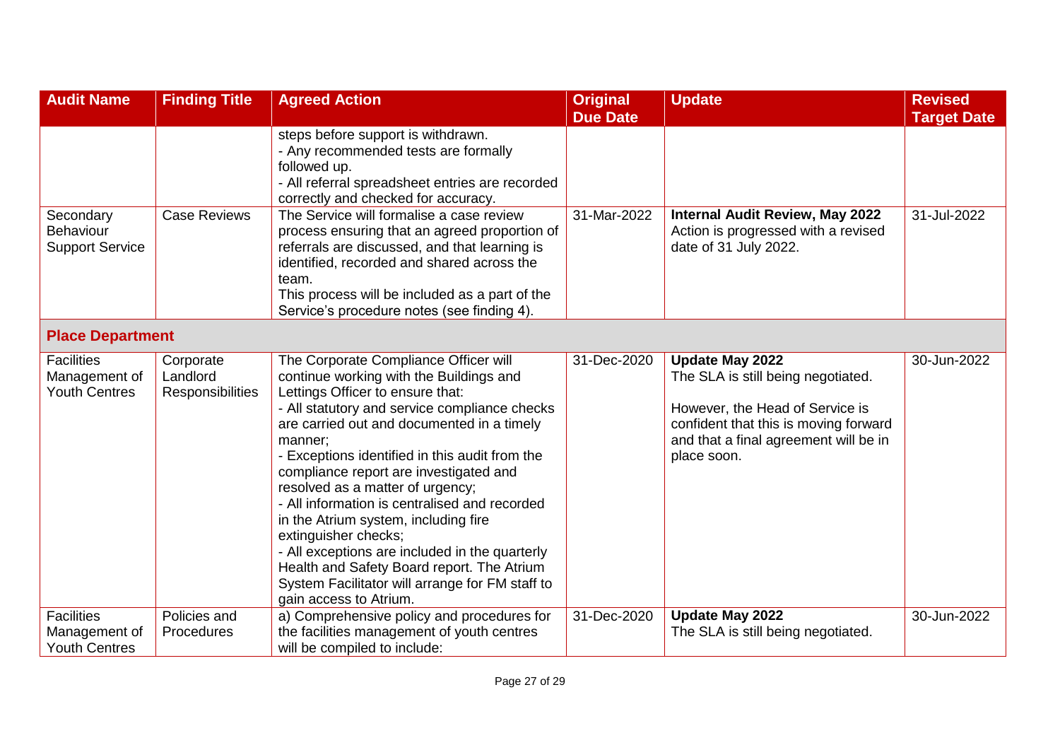| Audit Name | Finding Title | Agreed Action | Original Due Date | Update | Revised Target Date |
|---|---|---|---|---|---|
| | | steps before support is withdrawn.<br>- Any recommended tests are formally followed up.<br>- All referral spreadsheet entries are recorded correctly and checked for accuracy. | | | |
| Secondary Behaviour Support Service | Case Reviews | The Service will formalise a case review process ensuring that an agreed proportion of referrals are discussed, and that learning is identified, recorded and shared across the team.<br>This process will be included as a part of the Service's procedure notes (see finding 4). | 31-Mar-2022 | **Internal Audit Review, May 2022**<br>Action is progressed with a revised date of 31 July 2022. | 31-Jul-2022 |
| **Place Department** | | | | | |
| Facilities Management of Youth Centres | Corporate Landlord Responsibilities | The Corporate Compliance Officer will continue working with the Buildings and Lettings Officer to ensure that:<br>- All statutory and service compliance checks are carried out and documented in a timely manner;<br>- Exceptions identified in this audit from the compliance report are investigated and resolved as a matter of urgency;<br>- All information is centralised and recorded in the Atrium system, including fire extinguisher checks;<br>- All exceptions are included in the quarterly Health and Safety Board report. The Atrium System Facilitator will arrange for FM staff to gain access to Atrium. | 31-Dec-2020 | **Update May 2022**<br>The SLA is still being negotiated.<br><br>However, the Head of Service is confident that this is moving forward and that a final agreement will be in place soon. | 30-Jun-2022 |
| Facilities Management of Youth Centres | Policies and Procedures | a) Comprehensive policy and procedures for the facilities management of youth centres will be compiled to include: | 31-Dec-2020 | **Update May 2022**<br>The SLA is still being negotiated. | 30-Jun-2022 |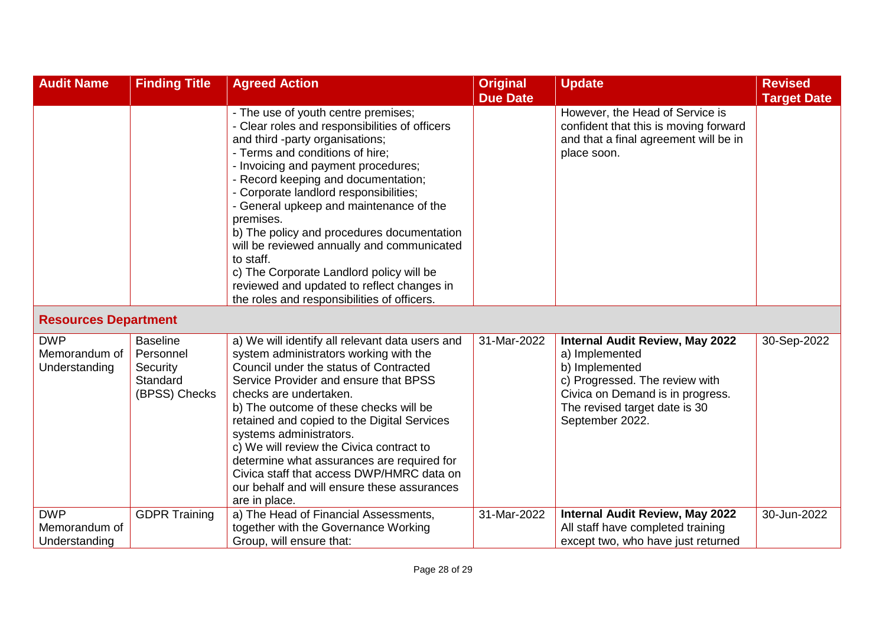| Audit Name | Finding Title | Agreed Action | Original Due Date | Update | Revised Target Date |
|---|---|---|---|---|---|
| | | - The use of youth centre premises;<br>- Clear roles and responsibilities of officers and third -party organisations;<br>- Terms and conditions of hire;<br>- Invoicing and payment procedures;<br>- Record keeping and documentation;<br>- Corporate landlord responsibilities;<br>- General upkeep and maintenance of the premises.<br>b) The policy and procedures documentation will be reviewed annually and communicated to staff.<br>c) The Corporate Landlord policy will be reviewed and updated to reflect changes in the roles and responsibilities of officers. | | However, the Head of Service is confident that this is moving forward and that a final agreement will be in place soon. | |
| **Resources Department** | | | | | |
| DWP Memorandum of Understanding | Baseline Personnel Security Standard (BPSS) Checks | a) We will identify all relevant data users and system administrators working with the Council under the status of Contracted Service Provider and ensure that BPSS checks are undertaken.<br>b) The outcome of these checks will be retained and copied to the Digital Services systems administrators.<br>c) We will review the Civica contract to determine what assurances are required for Civica staff that access DWP/HMRC data on our behalf and will ensure these assurances are in place. | 31-Mar-2022 | **Internal Audit Review, May 2022**<br>a) Implemented<br>b) Implemented<br>c) Progressed. The review with Civica on Demand is in progress. The revised target date is 30 September 2022. | 30-Sep-2022 |
| DWP Memorandum of Understanding | GDPR Training | a) The Head of Financial Assessments, together with the Governance Working Group, will ensure that: | 31-Mar-2022 | **Internal Audit Review, May 2022**<br>All staff have completed training except two, who have just returned | 30-Jun-2022 |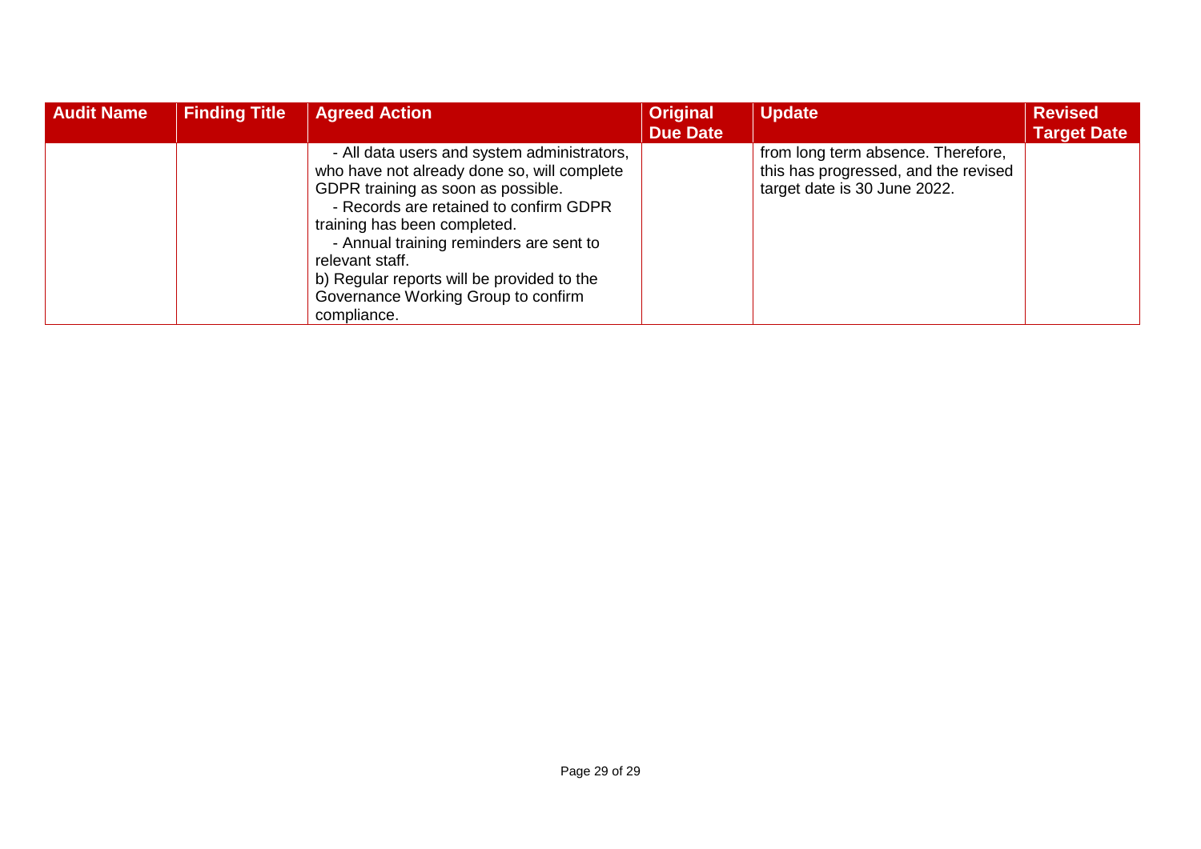| Audit Name | Finding Title | Agreed Action | Original Due Date | Update | Revised Target Date |
|---|---|---|---|---|---|
| | | - All data users and system administrators, who have not already done so, will complete GDPR training as soon as possible.<br>- Records are retained to confirm GDPR training has been completed.<br>- Annual training reminders are sent to relevant staff.<br>b) Regular reports will be provided to the Governance Working Group to confirm compliance. | | from long term absence. Therefore, this has progressed, and the revised target date is 30 June 2022. | |